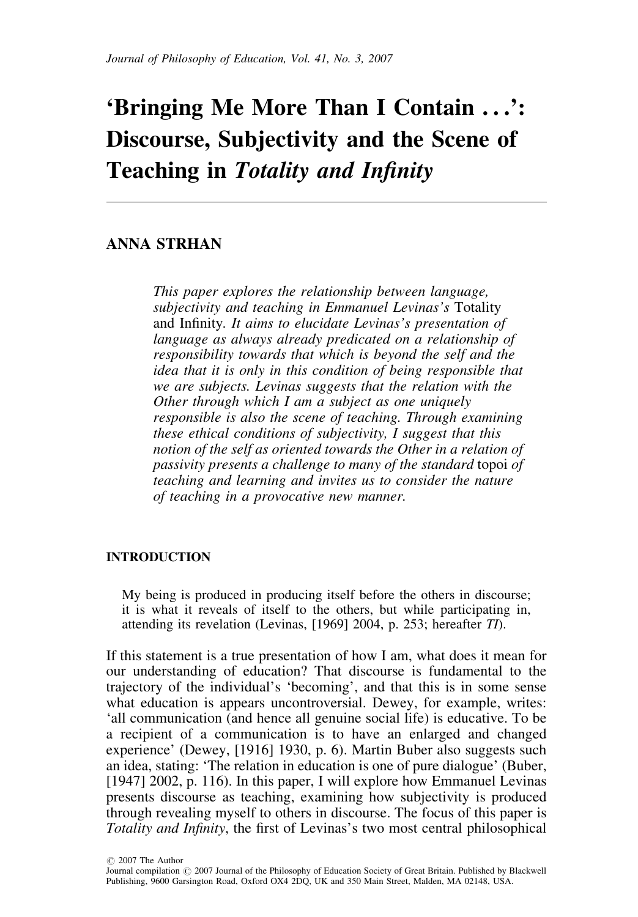# 'Bringing Me More Than I Contain . . .': Discourse, Subjectivity and the Scene of Teaching in *Totality and Infinity*

**ANNA STRHAN**

*This paper explores the relationship between language, subjectivity and teaching in Emmanuel Levinas's* Totality and Infinity. *It aims to elucidate Levinas's presentation of language as always already predicated on a relationship of responsibility towards that which is beyond the self and the idea that it is only in this condition of being responsible that we are subjects. Levinas suggests that the relation with the Other through which I am a subject as one uniquely responsible is also the scene of teaching. Through examining these ethical conditions of subjectivity, I suggest that this notion of the self as oriented towards the Other in a relation of passivity presents a challenge to many of the standard* topoi *of teaching and learning and invites us to consider the nature of teaching in a provocative new manner.*

## INTRODUCTION

> My being is produced in producing itself before the others in discourse; it is what it reveals of itself to the others, but while participating in, attending its revelation (Levinas, [1969] 2004, p. 253; hereafter *TI*).

If this statement is a true presentation of how I am, what does it mean for our understanding of education? That discourse is fundamental to the trajectory of the individual's 'becoming', and that this is in some sense what education is appears uncontroversial. Dewey, for example, writes: 'all communication (and hence all genuine social life) is educative. To be a recipient of a communication is to have an enlarged and changed experience' (Dewey, [1916] 1930, p. 6). Martin Buber also suggests such an idea, stating: 'The relation in education is one of pure dialogue' (Buber, [1947] 2002, p. 116). In this paper, I will explore how Emmanuel Levinas presents discourse as teaching, examining how subjectivity is produced through revealing myself to others in discourse. The focus of this paper is *Totality and Infinity*, the first of Levinas's two most central philosophical

© 2007 The Author
Journal compilation © 2007 Journal of the Philosophy of Education Society of Great Britain. Published by Blackwell Publishing, 9600 Garsington Road, Oxford OX4 2DQ, UK and 350 Main Street, Malden, MA 02148, USA.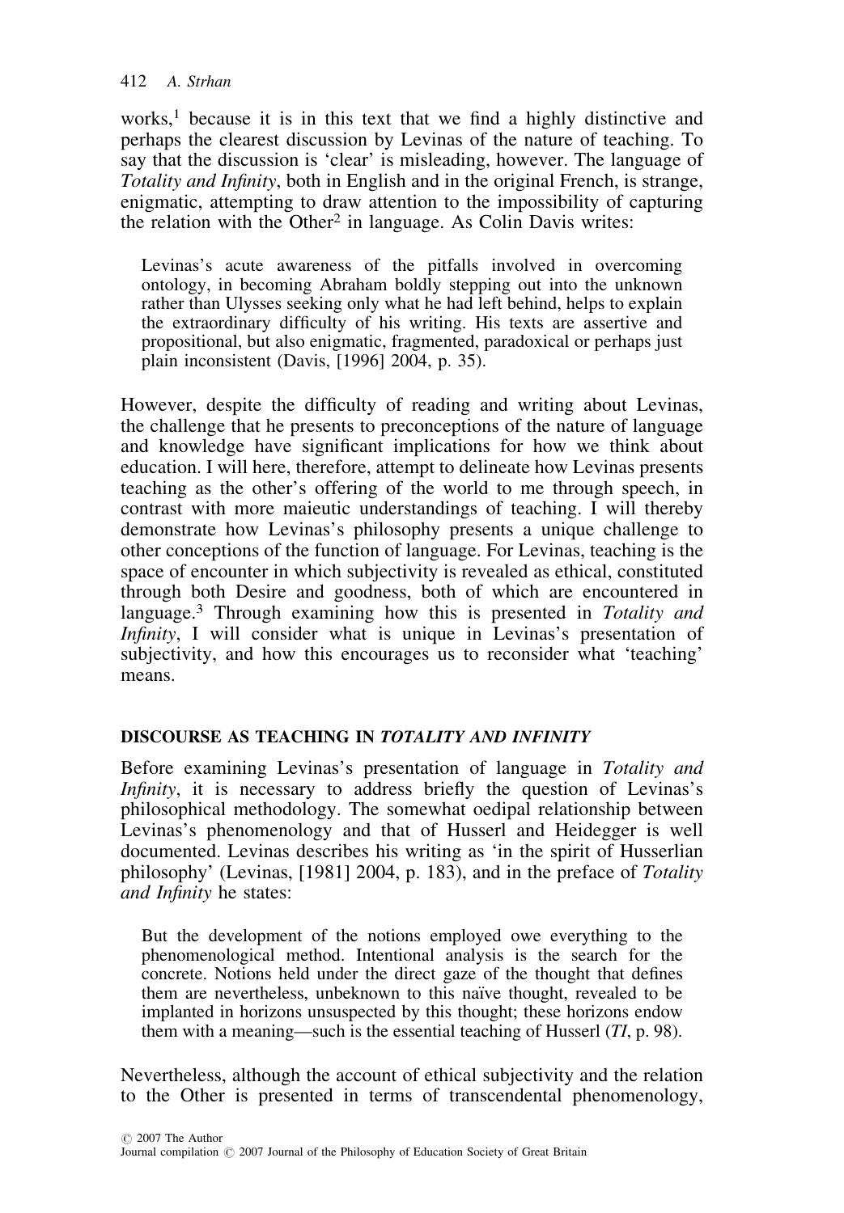works,[1] because it is in this text that we find a highly distinctive and perhaps the clearest discussion by Levinas of the nature of teaching. To say that the discussion is 'clear' is misleading, however. The language of *Totality and Infinity*, both in English and in the original French, is strange, enigmatic, attempting to draw attention to the impossibility of capturing the relation with the Other[2] in language. As Colin Davis writes:

> Levinas's acute awareness of the pitfalls involved in overcoming ontology, in becoming Abraham boldly stepping out into the unknown rather than Ulysses seeking only what he had left behind, helps to explain the extraordinary difficulty of his writing. His texts are assertive and propositional, but also enigmatic, fragmented, paradoxical or perhaps just plain inconsistent (Davis, [1996] 2004, p. 35).

However, despite the difficulty of reading and writing about Levinas, the challenge that he presents to preconceptions of the nature of language and knowledge have significant implications for how we think about education. I will here, therefore, attempt to delineate how Levinas presents teaching as the other's offering of the world to me through speech, in contrast with more maieutic understandings of teaching. I will thereby demonstrate how Levinas's philosophy presents a unique challenge to other conceptions of the function of language. For Levinas, teaching is the space of encounter in which subjectivity is revealed as ethical, constituted through both Desire and goodness, both of which are encountered in language.[3] Through examining how this is presented in *Totality and Infinity*, I will consider what is unique in Levinas's presentation of subjectivity, and how this encourages us to reconsider what 'teaching' means.

## DISCOURSE AS TEACHING IN *TOTALITY AND INFINITY*

Before examining Levinas's presentation of language in *Totality and Infinity*, it is necessary to address briefly the question of Levinas's philosophical methodology. The somewhat oedipal relationship between Levinas's phenomenology and that of Husserl and Heidegger is well documented. Levinas describes his writing as 'in the spirit of Husserlian philosophy' (Levinas, [1981] 2004, p. 183), and in the preface of *Totality and Infinity* he states:

> But the development of the notions employed owe everything to the phenomenological method. Intentional analysis is the search for the concrete. Notions held under the direct gaze of the thought that defines them are nevertheless, unbeknown to this naïve thought, revealed to be implanted in horizons unsuspected by this thought; these horizons endow them with a meaning—such is the essential teaching of Husserl (*TI*, p. 98).

Nevertheless, although the account of ethical subjectivity and the relation to the Other is presented in terms of transcendental phenomenology,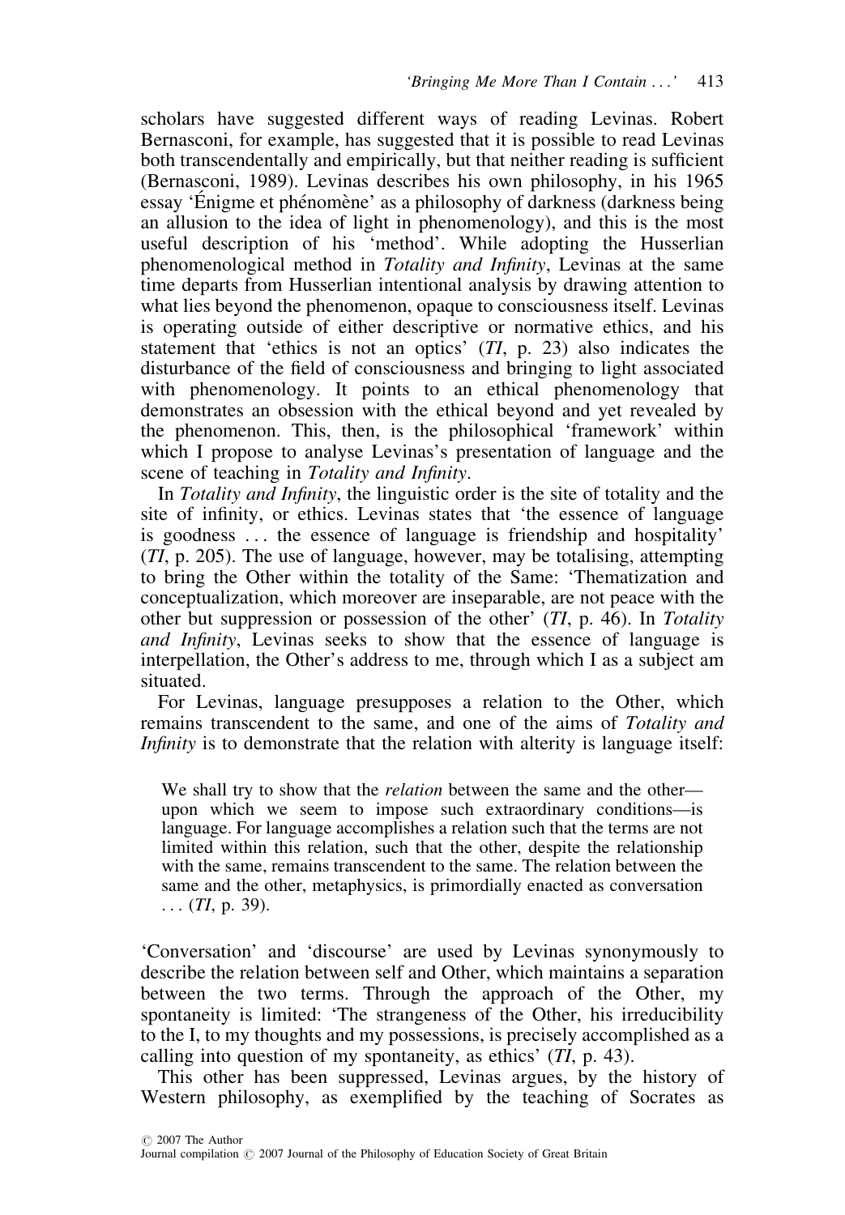scholars have suggested different ways of reading Levinas. Robert Bernasconi, for example, has suggested that it is possible to read Levinas both transcendentally and empirically, but that neither reading is sufficient (Bernasconi, 1989). Levinas describes his own philosophy, in his 1965 essay 'Énigme et phénomène' as a philosophy of darkness (darkness being an allusion to the idea of light in phenomenology), and this is the most useful description of his 'method'. While adopting the Husserlian phenomenological method in *Totality and Infinity*, Levinas at the same time departs from Husserlian intentional analysis by drawing attention to what lies beyond the phenomenon, opaque to consciousness itself. Levinas is operating outside of either descriptive or normative ethics, and his statement that 'ethics is not an optics' (*TI*, p. 23) also indicates the disturbance of the field of consciousness and bringing to light associated with phenomenology. It points to an ethical phenomenology that demonstrates an obsession with the ethical beyond and yet revealed by the phenomenon. This, then, is the philosophical 'framework' within which I propose to analyse Levinas's presentation of language and the scene of teaching in *Totality and Infinity*.

In *Totality and Infinity*, the linguistic order is the site of totality and the site of infinity, or ethics. Levinas states that 'the essence of language is goodness . . . the essence of language is friendship and hospitality' (*TI*, p. 205). The use of language, however, may be totalising, attempting to bring the Other within the totality of the Same: 'Thematization and conceptualization, which moreover are inseparable, are not peace with the other but suppression or possession of the other' (*TI*, p. 46). In *Totality and Infinity*, Levinas seeks to show that the essence of language is interpellation, the Other's address to me, through which I as a subject am situated.

For Levinas, language presupposes a relation to the Other, which remains transcendent to the same, and one of the aims of *Totality and Infinity* is to demonstrate that the relation with alterity is language itself:

> We shall try to show that the *relation* between the same and the other—upon which we seem to impose such extraordinary conditions—is language. For language accomplishes a relation such that the terms are not limited within this relation, such that the other, despite the relationship with the same, remains transcendent to the same. The relation between the same and the other, metaphysics, is primordially enacted as conversation . . . (*TI*, p. 39).

'Conversation' and 'discourse' are used by Levinas synonymously to describe the relation between self and Other, which maintains a separation between the two terms. Through the approach of the Other, my spontaneity is limited: 'The strangeness of the Other, his irreducibility to the I, to my thoughts and my possessions, is precisely accomplished as a calling into question of my spontaneity, as ethics' (*TI*, p. 43).

This other has been suppressed, Levinas argues, by the history of Western philosophy, as exemplified by the teaching of Socrates as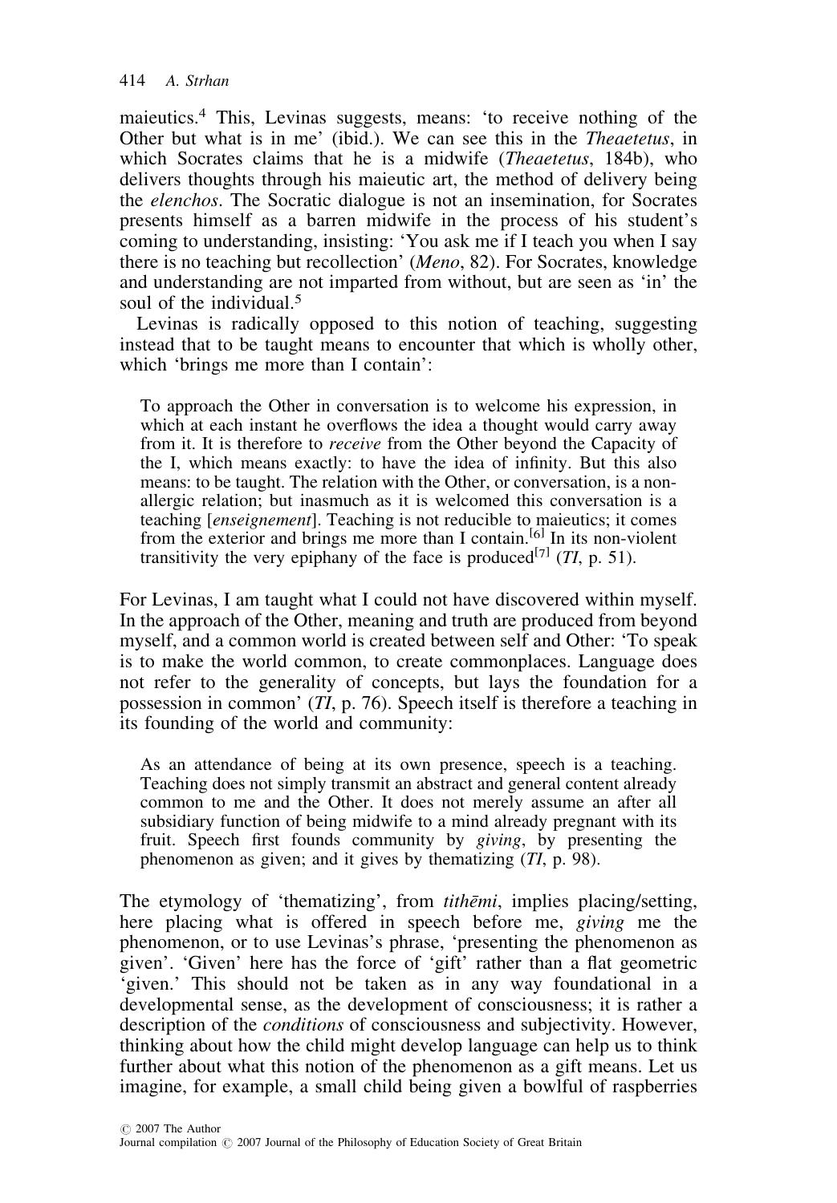maieutics.[4] This, Levinas suggests, means: 'to receive nothing of the Other but what is in me' (ibid.). We can see this in the *Theaetetus*, in which Socrates claims that he is a midwife (*Theaetetus*, 184b), who delivers thoughts through his maieutic art, the method of delivery being the *elenchos*. The Socratic dialogue is not an insemination, for Socrates presents himself as a barren midwife in the process of his student's coming to understanding, insisting: 'You ask me if I teach you when I say there is no teaching but recollection' (*Meno*, 82). For Socrates, knowledge and understanding are not imparted from without, but are seen as 'in' the soul of the individual.[5]

Levinas is radically opposed to this notion of teaching, suggesting instead that to be taught means to encounter that which is wholly other, which 'brings me more than I contain':

> To approach the Other in conversation is to welcome his expression, in which at each instant he overflows the idea a thought would carry away from it. It is therefore to *receive* from the Other beyond the Capacity of the I, which means exactly: to have the idea of infinity. But this also means: to be taught. The relation with the Other, or conversation, is a non-allergic relation; but inasmuch as it is welcomed this conversation is a teaching [*enseignement*]. Teaching is not reducible to maieutics; it comes from the exterior and brings me more than I contain.[6] In its non-violent transitivity the very epiphany of the face is produced[7] (*TI*, p. 51).

For Levinas, I am taught what I could not have discovered within myself. In the approach of the Other, meaning and truth are produced from beyond myself, and a common world is created between self and Other: 'To speak is to make the world common, to create commonplaces. Language does not refer to the generality of concepts, but lays the foundation for a possession in common' (*TI*, p. 76). Speech itself is therefore a teaching in its founding of the world and community:

> As an attendance of being at its own presence, speech is a teaching. Teaching does not simply transmit an abstract and general content already common to me and the Other. It does not merely assume an after all subsidiary function of being midwife to a mind already pregnant with its fruit. Speech first founds community by *giving*, by presenting the phenomenon as given; and it gives by thematizing (*TI*, p. 98).

The etymology of 'thematizing', from *tithēmi*, implies placing/setting, here placing what is offered in speech before me, *giving* me the phenomenon, or to use Levinas's phrase, 'presenting the phenomenon as given'. 'Given' here has the force of 'gift' rather than a flat geometric 'given.' This should not be taken as in any way foundational in a developmental sense, as the development of consciousness; it is rather a description of the *conditions* of consciousness and subjectivity. However, thinking about how the child might develop language can help us to think further about what this notion of the phenomenon as a gift means. Let us imagine, for example, a small child being given a bowlful of raspberries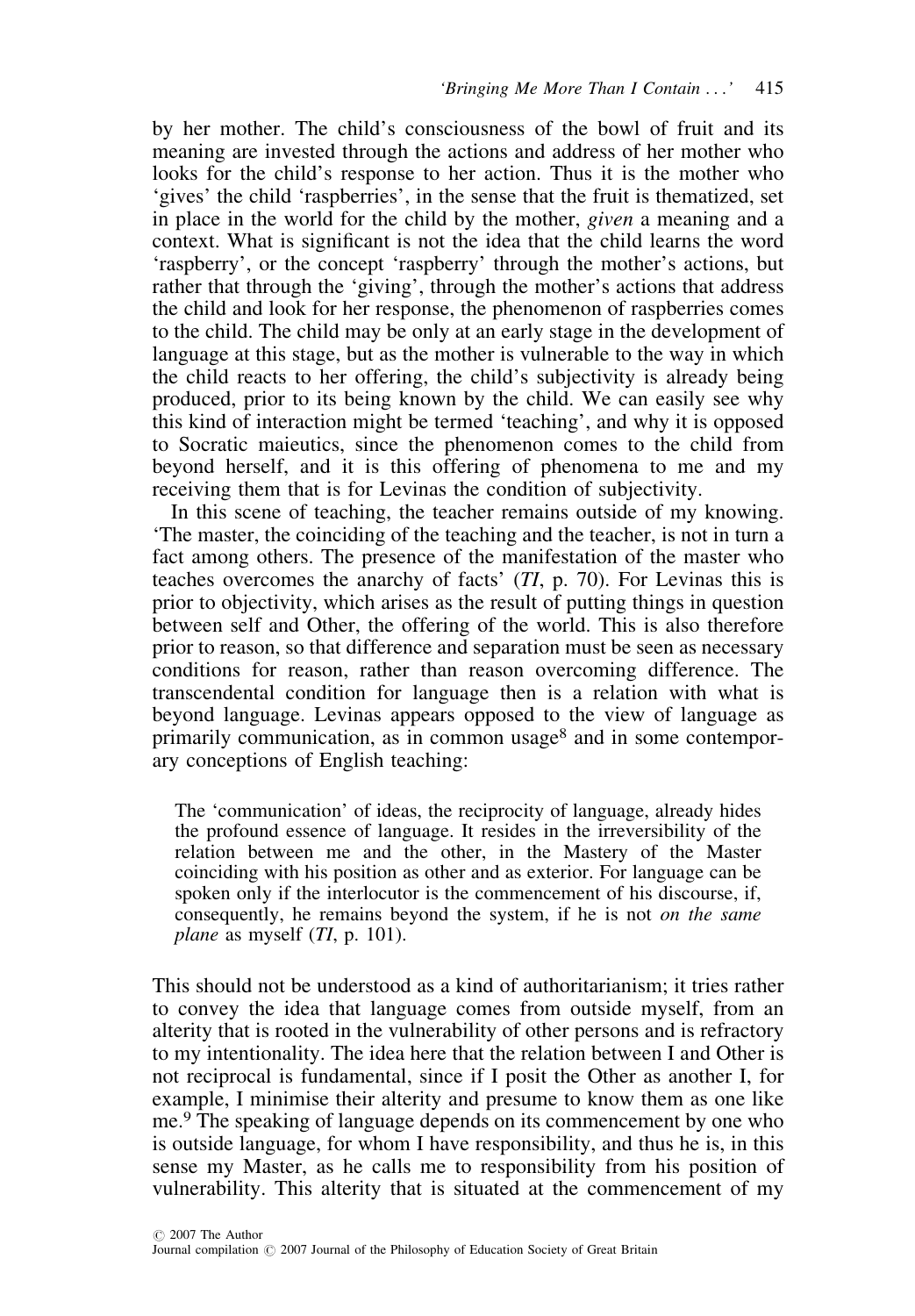by her mother. The child's consciousness of the bowl of fruit and its meaning are invested through the actions and address of her mother who looks for the child's response to her action. Thus it is the mother who 'gives' the child 'raspberries', in the sense that the fruit is thematized, set in place in the world for the child by the mother, *given* a meaning and a context. What is significant is not the idea that the child learns the word 'raspberry', or the concept 'raspberry' through the mother's actions, but rather that through the 'giving', through the mother's actions that address the child and look for her response, the phenomenon of raspberries comes to the child. The child may be only at an early stage in the development of language at this stage, but as the mother is vulnerable to the way in which the child reacts to her offering, the child's subjectivity is already being produced, prior to its being known by the child. We can easily see why this kind of interaction might be termed 'teaching', and why it is opposed to Socratic maieutics, since the phenomenon comes to the child from beyond herself, and it is this offering of phenomena to me and my receiving them that is for Levinas the condition of subjectivity.

In this scene of teaching, the teacher remains outside of my knowing. 'The master, the coinciding of the teaching and the teacher, is not in turn a fact among others. The presence of the manifestation of the master who teaches overcomes the anarchy of facts' (*TI*, p. 70). For Levinas this is prior to objectivity, which arises as the result of putting things in question between self and Other, the offering of the world. This is also therefore prior to reason, so that difference and separation must be seen as necessary conditions for reason, rather than reason overcoming difference. The transcendental condition for language then is a relation with what is beyond language. Levinas appears opposed to the view of language as primarily communication, as in common usage[8] and in some contemporary conceptions of English teaching:

> The 'communication' of ideas, the reciprocity of language, already hides the profound essence of language. It resides in the irreversibility of the relation between me and the other, in the Mastery of the Master coinciding with his position as other and as exterior. For language can be spoken only if the interlocutor is the commencement of his discourse, if, consequently, he remains beyond the system, if he is not *on the same plane* as myself (*TI*, p. 101).

This should not be understood as a kind of authoritarianism; it tries rather to convey the idea that language comes from outside myself, from an alterity that is rooted in the vulnerability of other persons and is refractory to my intentionality. The idea here that the relation between I and Other is not reciprocal is fundamental, since if I posit the Other as another I, for example, I minimise their alterity and presume to know them as one like me.[9] The speaking of language depends on its commencement by one who is outside language, for whom I have responsibility, and thus he is, in this sense my Master, as he calls me to responsibility from his position of vulnerability. This alterity that is situated at the commencement of my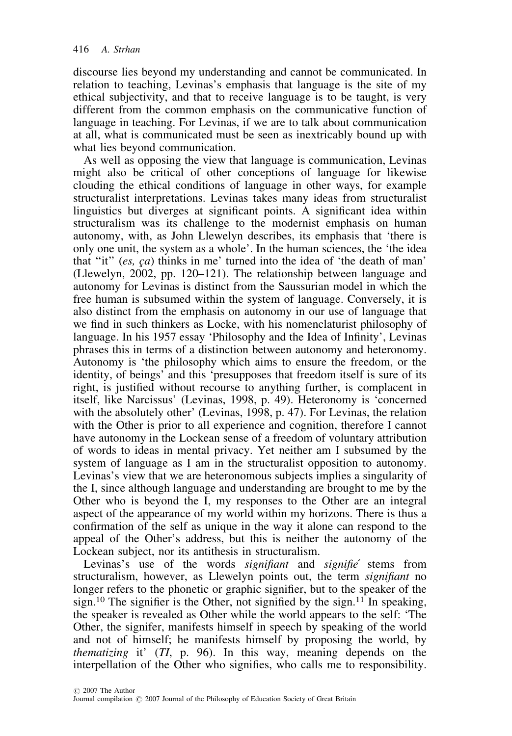discourse lies beyond my understanding and cannot be communicated. In relation to teaching, Levinas's emphasis that language is the site of my ethical subjectivity, and that to receive language is to be taught, is very different from the common emphasis on the communicative function of language in teaching. For Levinas, if we are to talk about communication at all, what is communicated must be seen as inextricably bound up with what lies beyond communication.

As well as opposing the view that language is communication, Levinas might also be critical of other conceptions of language for likewise clouding the ethical conditions of language in other ways, for example structuralist interpretations. Levinas takes many ideas from structuralist linguistics but diverges at significant points. A significant idea within structuralism was its challenge to the modernist emphasis on human autonomy, with, as John Llewelyn describes, its emphasis that 'there is only one unit, the system as a whole'. In the human sciences, the 'the idea that "it" (*es, ça*) thinks in me' turned into the idea of 'the death of man' (Llewelyn, 2002, pp. 120–121). The relationship between language and autonomy for Levinas is distinct from the Saussurian model in which the free human is subsumed within the system of language. Conversely, it is also distinct from the emphasis on autonomy in our use of language that we find in such thinkers as Locke, with his nomenclaturist philosophy of language. In his 1957 essay 'Philosophy and the Idea of Infinity', Levinas phrases this in terms of a distinction between autonomy and heteronomy. Autonomy is 'the philosophy which aims to ensure the freedom, or the identity, of beings' and this 'presupposes that freedom itself is sure of its right, is justified without recourse to anything further, is complacent in itself, like Narcissus' (Levinas, 1998, p. 49). Heteronomy is 'concerned with the absolutely other' (Levinas, 1998, p. 47). For Levinas, the relation with the Other is prior to all experience and cognition, therefore I cannot have autonomy in the Lockean sense of a freedom of voluntary attribution of words to ideas in mental privacy. Yet neither am I subsumed by the system of language as I am in the structuralist opposition to autonomy. Levinas's view that we are heteronomous subjects implies a singularity of the I, since although language and understanding are brought to me by the Other who is beyond the I, my responses to the Other are an integral aspect of the appearance of my world within my horizons. There is thus a confirmation of the self as unique in the way it alone can respond to the appeal of the Other's address, but this is neither the autonomy of the Lockean subject, nor its antithesis in structuralism.

Levinas's use of the words *signifiant* and *signifié* stems from structuralism, however, as Llewelyn points out, the term *signifiant* no longer refers to the phonetic or graphic signifier, but to the speaker of the sign.[10] The signifier is the Other, not signified by the sign.[11] In speaking, the speaker is revealed as Other while the world appears to the self: 'The Other, the signifer, manifests himself in speech by speaking of the world and not of himself; he manifests himself by proposing the world, by *thematizing* it' (*TI*, p. 96). In this way, meaning depends on the interpellation of the Other who signifies, who calls me to responsibility.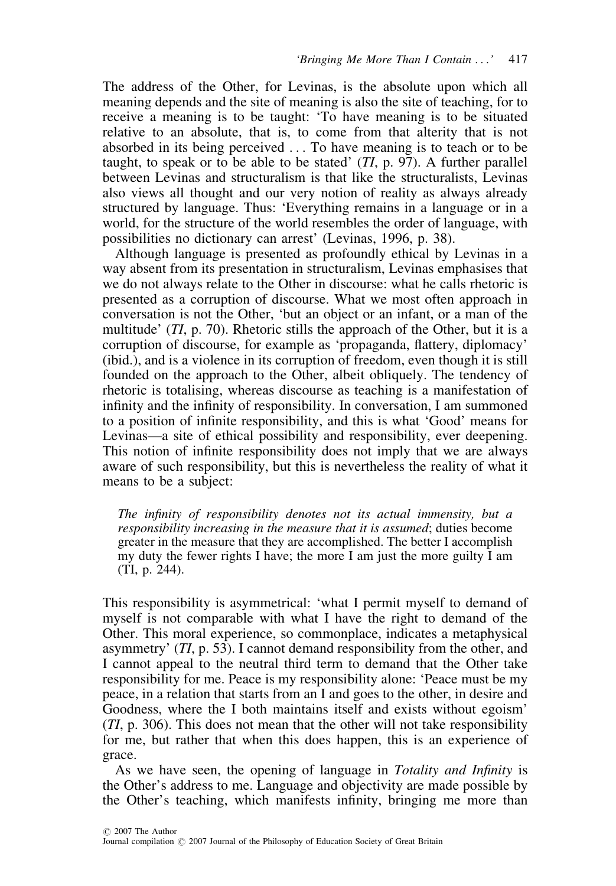The address of the Other, for Levinas, is the absolute upon which all meaning depends and the site of meaning is also the site of teaching, for to receive a meaning is to be taught: 'To have meaning is to be situated relative to an absolute, that is, to come from that alterity that is not absorbed in its being perceived . . . To have meaning is to teach or to be taught, to speak or to be able to be stated' (*TI*, p. 97). A further parallel between Levinas and structuralism is that like the structuralists, Levinas also views all thought and our very notion of reality as always already structured by language. Thus: 'Everything remains in a language or in a world, for the structure of the world resembles the order of language, with possibilities no dictionary can arrest' (Levinas, 1996, p. 38).

Although language is presented as profoundly ethical by Levinas in a way absent from its presentation in structuralism, Levinas emphasises that we do not always relate to the Other in discourse: what he calls rhetoric is presented as a corruption of discourse. What we most often approach in conversation is not the Other, 'but an object or an infant, or a man of the multitude' (*TI*, p. 70). Rhetoric stills the approach of the Other, but it is a corruption of discourse, for example as 'propaganda, flattery, diplomacy' (ibid.), and is a violence in its corruption of freedom, even though it is still founded on the approach to the Other, albeit obliquely. The tendency of rhetoric is totalising, whereas discourse as teaching is a manifestation of infinity and the infinity of responsibility. In conversation, I am summoned to a position of infinite responsibility, and this is what 'Good' means for Levinas—a site of ethical possibility and responsibility, ever deepening. This notion of infinite responsibility does not imply that we are always aware of such responsibility, but this is nevertheless the reality of what it means to be a subject:

> *The infinity of responsibility denotes not its actual immensity, but a responsibility increasing in the measure that it is assumed*; duties become greater in the measure that they are accomplished. The better I accomplish my duty the fewer rights I have; the more I am just the more guilty I am (TI, p. 244).

This responsibility is asymmetrical: 'what I permit myself to demand of myself is not comparable with what I have the right to demand of the Other. This moral experience, so commonplace, indicates a metaphysical asymmetry' (*TI*, p. 53). I cannot demand responsibility from the other, and I cannot appeal to the neutral third term to demand that the Other take responsibility for me. Peace is my responsibility alone: 'Peace must be my peace, in a relation that starts from an I and goes to the other, in desire and Goodness, where the I both maintains itself and exists without egoism' (*TI*, p. 306). This does not mean that the other will not take responsibility for me, but rather that when this does happen, this is an experience of grace.

As we have seen, the opening of language in *Totality and Infinity* is the Other's address to me. Language and objectivity are made possible by the Other's teaching, which manifests infinity, bringing me more than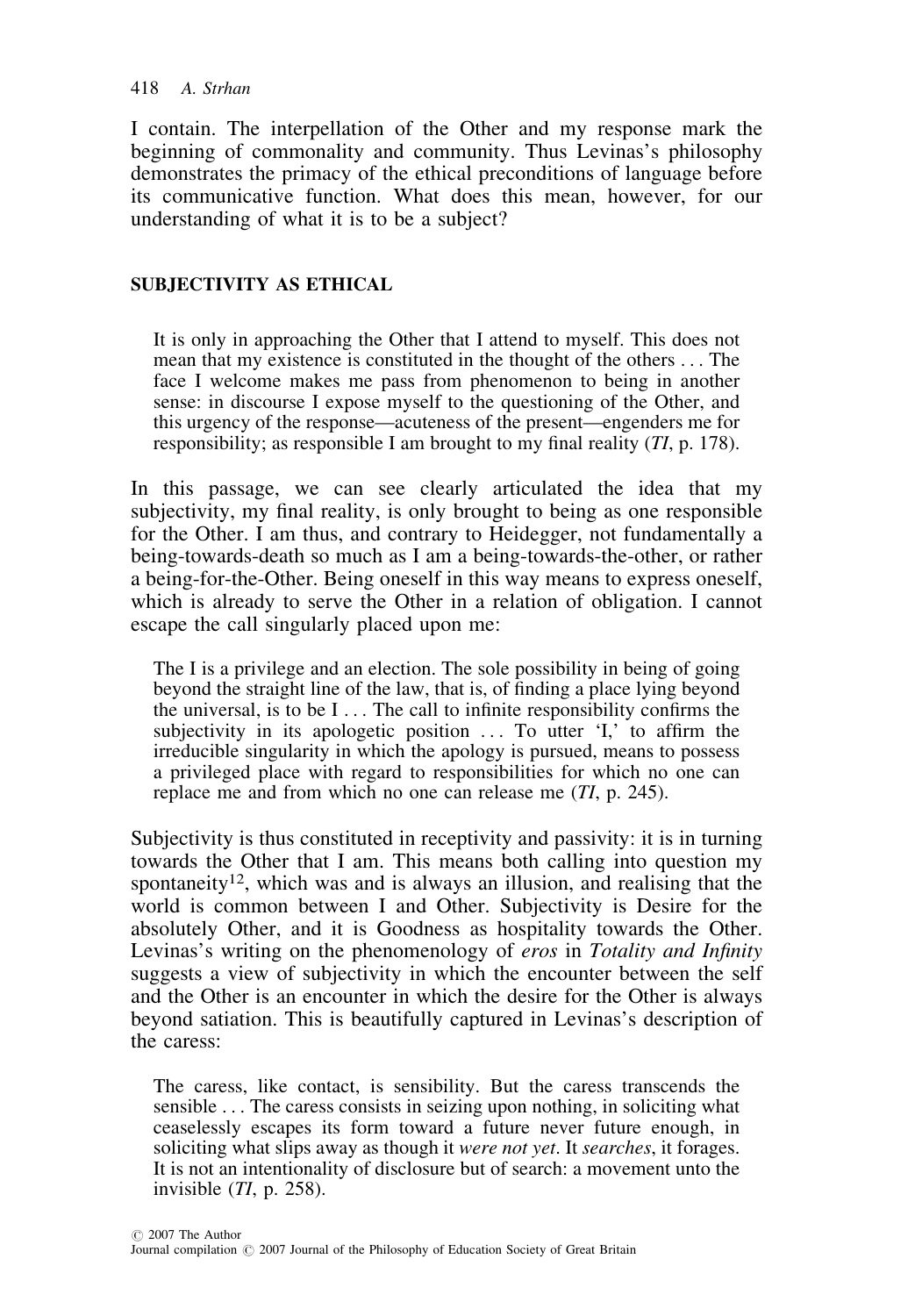I contain. The interpellation of the Other and my response mark the beginning of commonality and community. Thus Levinas's philosophy demonstrates the primacy of the ethical preconditions of language before its communicative function. What does this mean, however, for our understanding of what it is to be a subject?

## SUBJECTIVITY AS ETHICAL

> It is only in approaching the Other that I attend to myself. This does not mean that my existence is constituted in the thought of the others . . . The face I welcome makes me pass from phenomenon to being in another sense: in discourse I expose myself to the questioning of the Other, and this urgency of the response—acuteness of the present—engenders me for responsibility; as responsible I am brought to my final reality (*TI*, p. 178).

In this passage, we can see clearly articulated the idea that my subjectivity, my final reality, is only brought to being as one responsible for the Other. I am thus, and contrary to Heidegger, not fundamentally a being-towards-death so much as I am a being-towards-the-other, or rather a being-for-the-Other. Being oneself in this way means to express oneself, which is already to serve the Other in a relation of obligation. I cannot escape the call singularly placed upon me:

> The I is a privilege and an election. The sole possibility in being of going beyond the straight line of the law, that is, of finding a place lying beyond the universal, is to be I . . . The call to infinite responsibility confirms the subjectivity in its apologetic position . . . To utter 'I,' to affirm the irreducible singularity in which the apology is pursued, means to possess a privileged place with regard to responsibilities for which no one can replace me and from which no one can release me (*TI*, p. 245).

Subjectivity is thus constituted in receptivity and passivity: it is in turning towards the Other that I am. This means both calling into question my spontaneity[12], which was and is always an illusion, and realising that the world is common between I and Other. Subjectivity is Desire for the absolutely Other, and it is Goodness as hospitality towards the Other. Levinas's writing on the phenomenology of *eros* in *Totality and Infinity* suggests a view of subjectivity in which the encounter between the self and the Other is an encounter in which the desire for the Other is always beyond satiation. This is beautifully captured in Levinas's description of the caress:

> The caress, like contact, is sensibility. But the caress transcends the sensible . . . The caress consists in seizing upon nothing, in soliciting what ceaselessly escapes its form toward a future never future enough, in soliciting what slips away as though it *were not yet*. It *searches*, it forages. It is not an intentionality of disclosure but of search: a movement unto the invisible (*TI*, p. 258).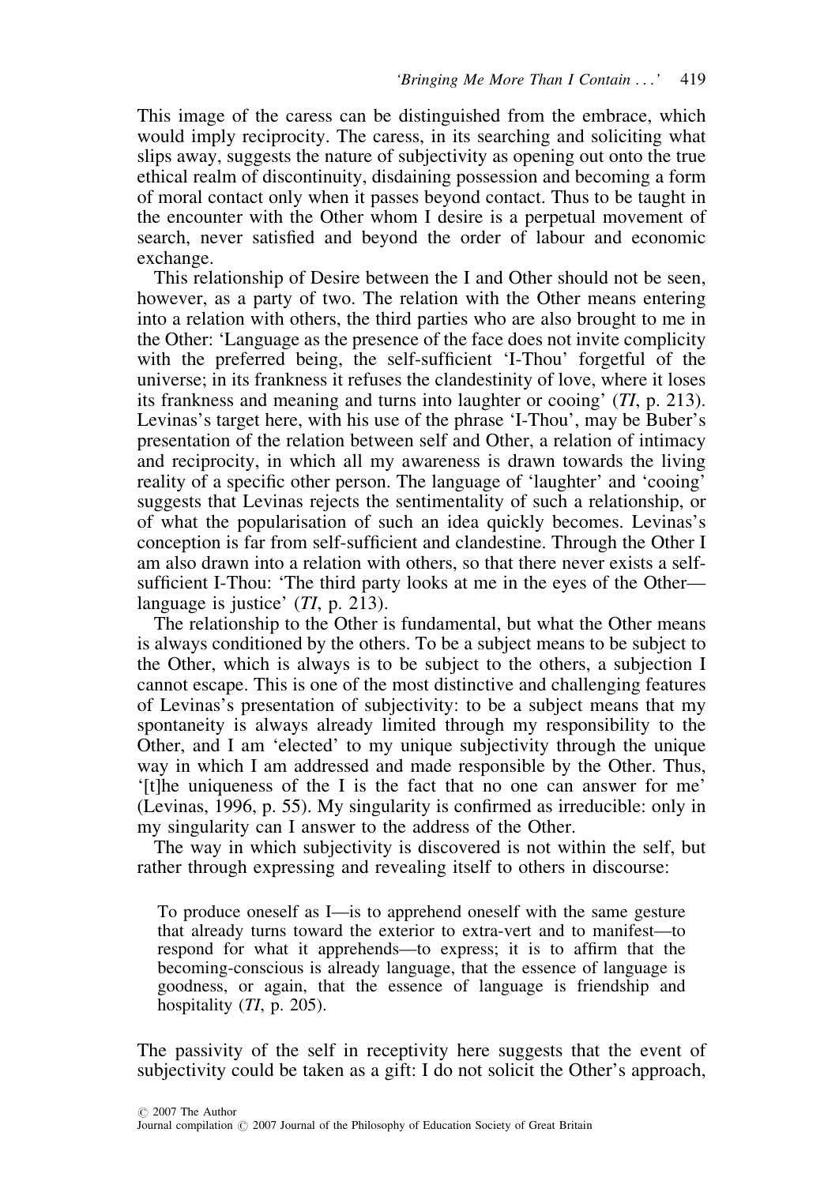This image of the caress can be distinguished from the embrace, which would imply reciprocity. The caress, in its searching and soliciting what slips away, suggests the nature of subjectivity as opening out onto the true ethical realm of discontinuity, disdaining possession and becoming a form of moral contact only when it passes beyond contact. Thus to be taught in the encounter with the Other whom I desire is a perpetual movement of search, never satisfied and beyond the order of labour and economic exchange.

This relationship of Desire between the I and Other should not be seen, however, as a party of two. The relation with the Other means entering into a relation with others, the third parties who are also brought to me in the Other: 'Language as the presence of the face does not invite complicity with the preferred being, the self-sufficient 'I-Thou' forgetful of the universe; in its frankness it refuses the clandestinity of love, where it loses its frankness and meaning and turns into laughter or cooing' (*TI*, p. 213). Levinas's target here, with his use of the phrase 'I-Thou', may be Buber's presentation of the relation between self and Other, a relation of intimacy and reciprocity, in which all my awareness is drawn towards the living reality of a specific other person. The language of 'laughter' and 'cooing' suggests that Levinas rejects the sentimentality of such a relationship, or of what the popularisation of such an idea quickly becomes. Levinas's conception is far from self-sufficient and clandestine. Through the Other I am also drawn into a relation with others, so that there never exists a self-sufficient I-Thou: 'The third party looks at me in the eyes of the Other—language is justice' (*TI*, p. 213).

The relationship to the Other is fundamental, but what the Other means is always conditioned by the others. To be a subject means to be subject to the Other, which is always is to be subject to the others, a subjection I cannot escape. This is one of the most distinctive and challenging features of Levinas's presentation of subjectivity: to be a subject means that my spontaneity is always already limited through my responsibility to the Other, and I am 'elected' to my unique subjectivity through the unique way in which I am addressed and made responsible by the Other. Thus, '[t]he uniqueness of the I is the fact that no one can answer for me' (Levinas, 1996, p. 55). My singularity is confirmed as irreducible: only in my singularity can I answer to the address of the Other.

The way in which subjectivity is discovered is not within the self, but rather through expressing and revealing itself to others in discourse:

> To produce oneself as I—is to apprehend oneself with the same gesture that already turns toward the exterior to extra-vert and to manifest—to respond for what it apprehends—to express; it is to affirm that the becoming-conscious is already language, that the essence of language is goodness, or again, that the essence of language is friendship and hospitality (*TI*, p. 205).

The passivity of the self in receptivity here suggests that the event of subjectivity could be taken as a gift: I do not solicit the Other's approach,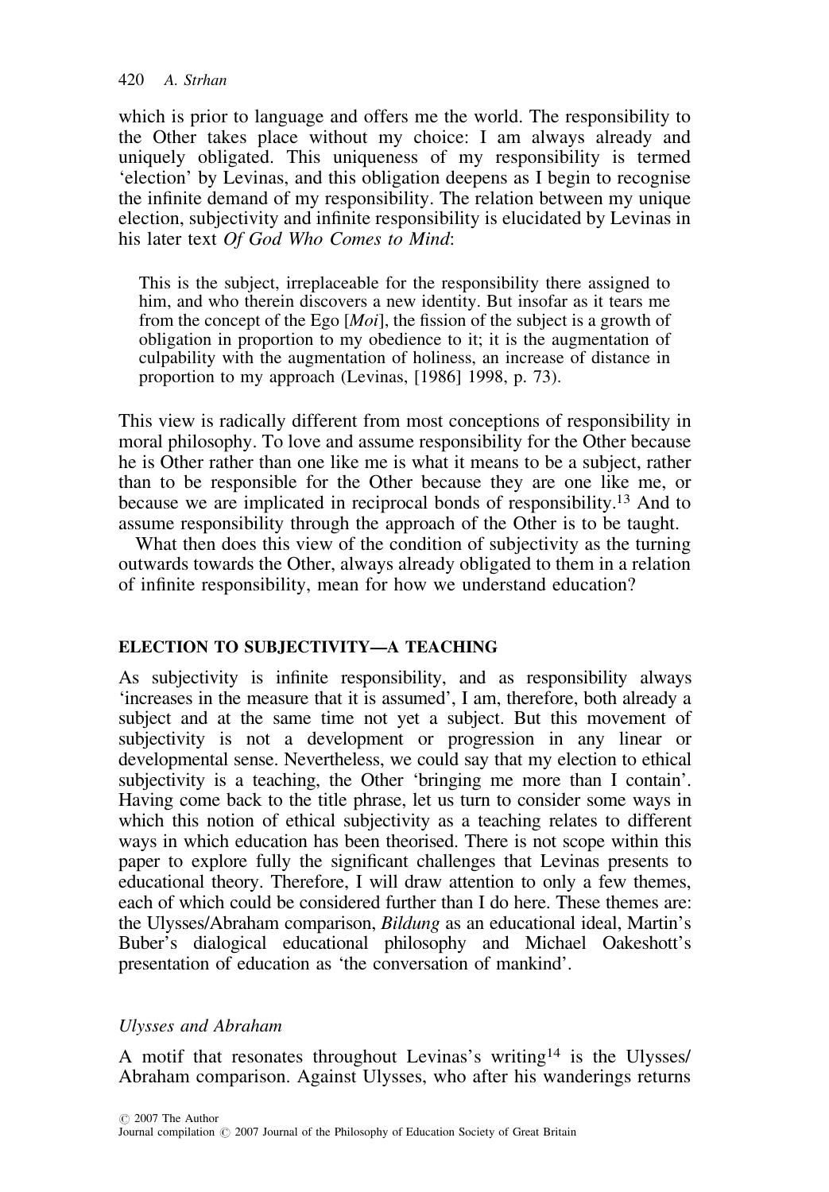which is prior to language and offers me the world. The responsibility to the Other takes place without my choice: I am always already and uniquely obligated. This uniqueness of my responsibility is termed 'election' by Levinas, and this obligation deepens as I begin to recognise the infinite demand of my responsibility. The relation between my unique election, subjectivity and infinite responsibility is elucidated by Levinas in his later text *Of God Who Comes to Mind*:

> This is the subject, irreplaceable for the responsibility there assigned to him, and who therein discovers a new identity. But insofar as it tears me from the concept of the Ego [*Moi*], the fission of the subject is a growth of obligation in proportion to my obedience to it; it is the augmentation of culpability with the augmentation of holiness, an increase of distance in proportion to my approach (Levinas, [1986] 1998, p. 73).

This view is radically different from most conceptions of responsibility in moral philosophy. To love and assume responsibility for the Other because he is Other rather than one like me is what it means to be a subject, rather than to be responsible for the Other because they are one like me, or because we are implicated in reciprocal bonds of responsibility.[13] And to assume responsibility through the approach of the Other is to be taught.

What then does this view of the condition of subjectivity as the turning outwards towards the Other, always already obligated to them in a relation of infinite responsibility, mean for how we understand education?

## ELECTION TO SUBJECTIVITY—A TEACHING

As subjectivity is infinite responsibility, and as responsibility always 'increases in the measure that it is assumed', I am, therefore, both already a subject and at the same time not yet a subject. But this movement of subjectivity is not a development or progression in any linear or developmental sense. Nevertheless, we could say that my election to ethical subjectivity is a teaching, the Other 'bringing me more than I contain'. Having come back to the title phrase, let us turn to consider some ways in which this notion of ethical subjectivity as a teaching relates to different ways in which education has been theorised. There is not scope within this paper to explore fully the significant challenges that Levinas presents to educational theory. Therefore, I will draw attention to only a few themes, each of which could be considered further than I do here. These themes are: the Ulysses/Abraham comparison, *Bildung* as an educational ideal, Martin's Buber's dialogical educational philosophy and Michael Oakeshott's presentation of education as 'the conversation of mankind'.

### *Ulysses and Abraham*

A motif that resonates throughout Levinas's writing[14] is the Ulysses/Abraham comparison. Against Ulysses, who after his wanderings returns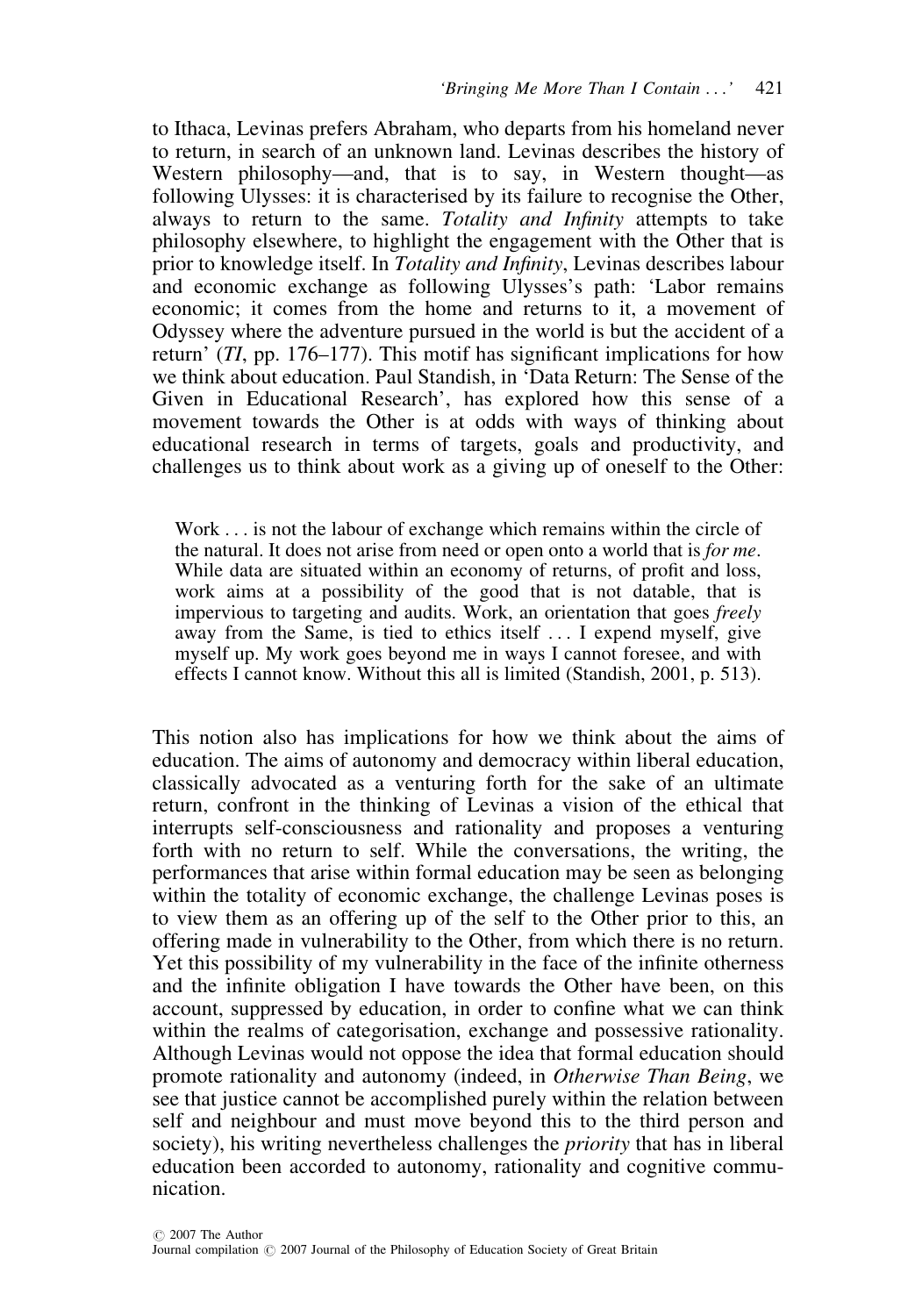to Ithaca, Levinas prefers Abraham, who departs from his homeland never to return, in search of an unknown land. Levinas describes the history of Western philosophy—and, that is to say, in Western thought—as following Ulysses: it is characterised by its failure to recognise the Other, always to return to the same. *Totality and Infinity* attempts to take philosophy elsewhere, to highlight the engagement with the Other that is prior to knowledge itself. In *Totality and Infinity*, Levinas describes labour and economic exchange as following Ulysses's path: 'Labor remains economic; it comes from the home and returns to it, a movement of Odyssey where the adventure pursued in the world is but the accident of a return' (*TI*, pp. 176–177). This motif has significant implications for how we think about education. Paul Standish, in 'Data Return: The Sense of the Given in Educational Research', has explored how this sense of a movement towards the Other is at odds with ways of thinking about educational research in terms of targets, goals and productivity, and challenges us to think about work as a giving up of oneself to the Other:

> Work . . . is not the labour of exchange which remains within the circle of the natural. It does not arise from need or open onto a world that is *for me*. While data are situated within an economy of returns, of profit and loss, work aims at a possibility of the good that is not datable, that is impervious to targeting and audits. Work, an orientation that goes *freely* away from the Same, is tied to ethics itself . . . I expend myself, give myself up. My work goes beyond me in ways I cannot foresee, and with effects I cannot know. Without this all is limited (Standish, 2001, p. 513).

This notion also has implications for how we think about the aims of education. The aims of autonomy and democracy within liberal education, classically advocated as a venturing forth for the sake of an ultimate return, confront in the thinking of Levinas a vision of the ethical that interrupts self-consciousness and rationality and proposes a venturing forth with no return to self. While the conversations, the writing, the performances that arise within formal education may be seen as belonging within the totality of economic exchange, the challenge Levinas poses is to view them as an offering up of the self to the Other prior to this, an offering made in vulnerability to the Other, from which there is no return. Yet this possibility of my vulnerability in the face of the infinite otherness and the infinite obligation I have towards the Other have been, on this account, suppressed by education, in order to confine what we can think within the realms of categorisation, exchange and possessive rationality. Although Levinas would not oppose the idea that formal education should promote rationality and autonomy (indeed, in *Otherwise Than Being*, we see that justice cannot be accomplished purely within the relation between self and neighbour and must move beyond this to the third person and society), his writing nevertheless challenges the *priority* that has in liberal education been accorded to autonomy, rationality and cognitive communication.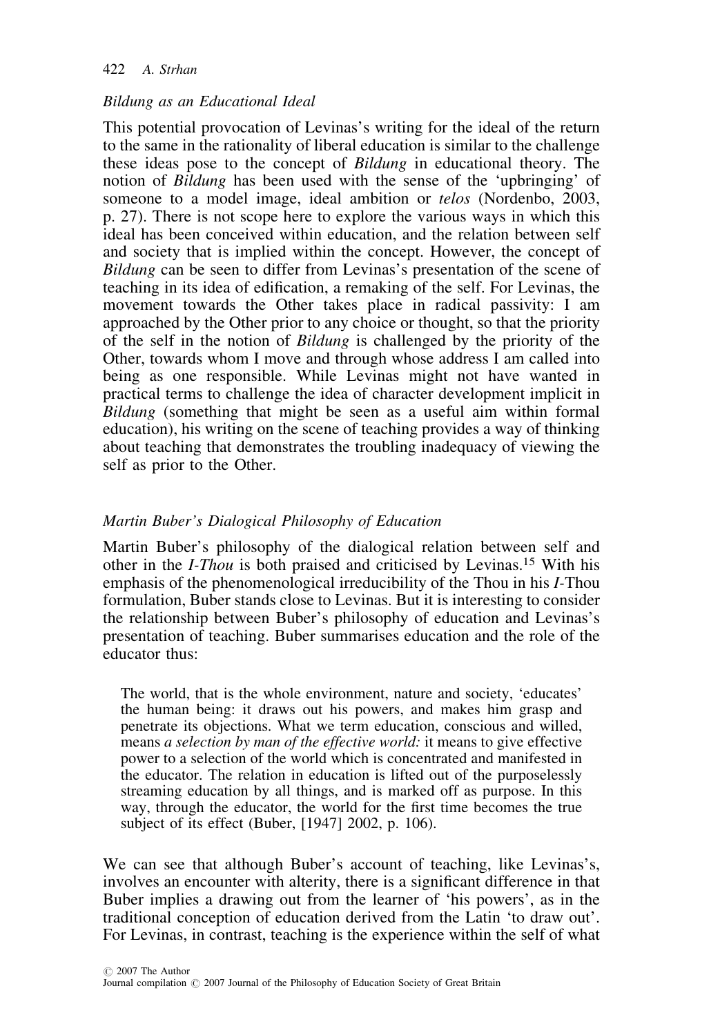### *Bildung as an Educational Ideal*

This potential provocation of Levinas's writing for the ideal of the return to the same in the rationality of liberal education is similar to the challenge these ideas pose to the concept of *Bildung* in educational theory. The notion of *Bildung* has been used with the sense of the 'upbringing' of someone to a model image, ideal ambition or *telos* (Nordenbo, 2003, p. 27). There is not scope here to explore the various ways in which this ideal has been conceived within education, and the relation between self and society that is implied within the concept. However, the concept of *Bildung* can be seen to differ from Levinas's presentation of the scene of teaching in its idea of edification, a remaking of the self. For Levinas, the movement towards the Other takes place in radical passivity: I am approached by the Other prior to any choice or thought, so that the priority of the self in the notion of *Bildung* is challenged by the priority of the Other, towards whom I move and through whose address I am called into being as one responsible. While Levinas might not have wanted in practical terms to challenge the idea of character development implicit in *Bildung* (something that might be seen as a useful aim within formal education), his writing on the scene of teaching provides a way of thinking about teaching that demonstrates the troubling inadequacy of viewing the self as prior to the Other.

### *Martin Buber's Dialogical Philosophy of Education*

Martin Buber's philosophy of the dialogical relation between self and other in the *I-Thou* is both praised and criticised by Levinas.[15] With his emphasis of the phenomenological irreducibility of the Thou in his *I*-Thou formulation, Buber stands close to Levinas. But it is interesting to consider the relationship between Buber's philosophy of education and Levinas's presentation of teaching. Buber summarises education and the role of the educator thus:

> The world, that is the whole environment, nature and society, 'educates' the human being: it draws out his powers, and makes him grasp and penetrate its objections. What we term education, conscious and willed, means *a selection by man of the effective world:* it means to give effective power to a selection of the world which is concentrated and manifested in the educator. The relation in education is lifted out of the purposelessly streaming education by all things, and is marked off as purpose. In this way, through the educator, the world for the first time becomes the true subject of its effect (Buber, [1947] 2002, p. 106).

We can see that although Buber's account of teaching, like Levinas's, involves an encounter with alterity, there is a significant difference in that Buber implies a drawing out from the learner of 'his powers', as in the traditional conception of education derived from the Latin 'to draw out'. For Levinas, in contrast, teaching is the experience within the self of what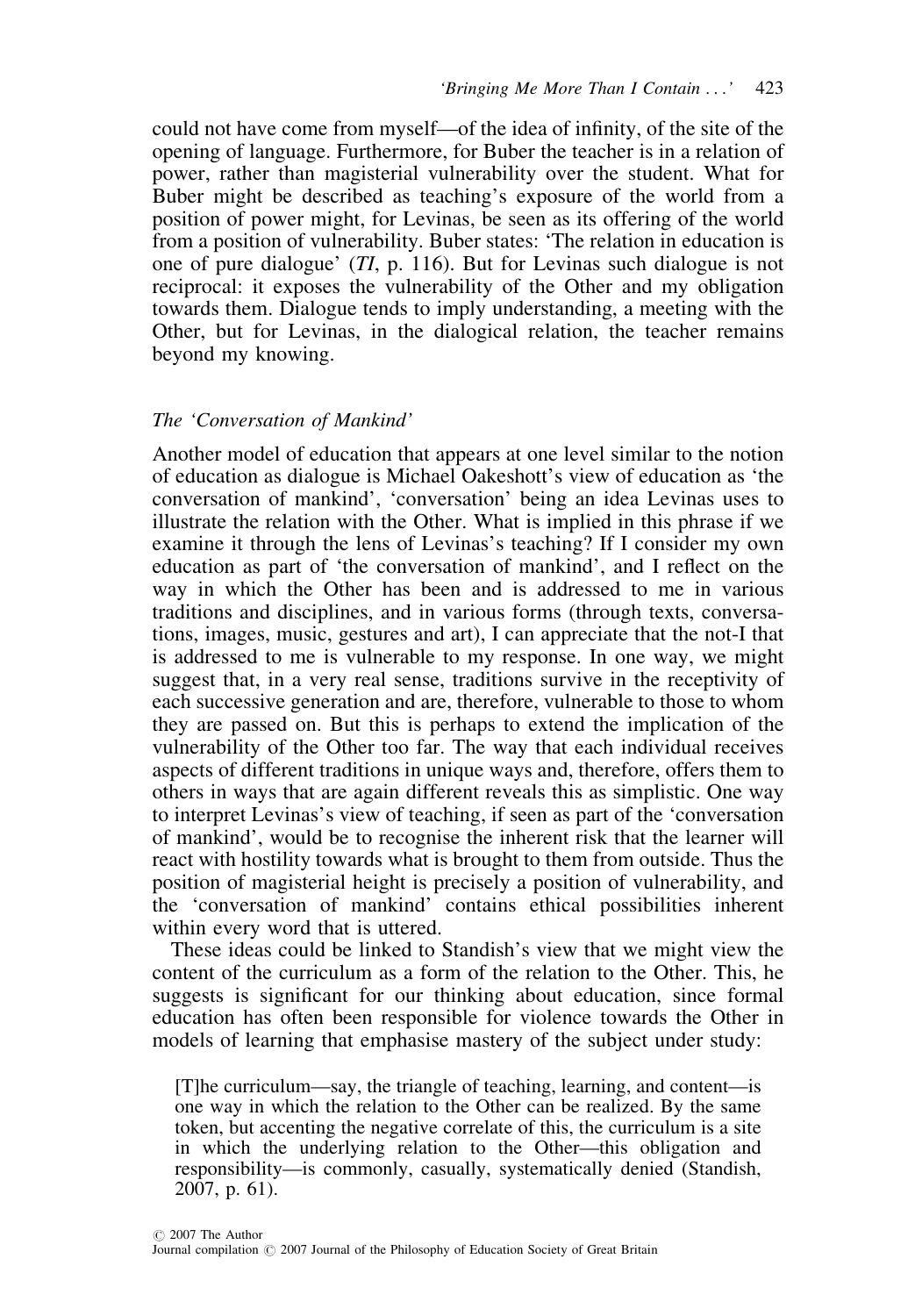could not have come from myself—of the idea of infinity, of the site of the opening of language. Furthermore, for Buber the teacher is in a relation of power, rather than magisterial vulnerability over the student. What for Buber might be described as teaching's exposure of the world from a position of power might, for Levinas, be seen as its offering of the world from a position of vulnerability. Buber states: 'The relation in education is one of pure dialogue' (*TI*, p. 116). But for Levinas such dialogue is not reciprocal: it exposes the vulnerability of the Other and my obligation towards them. Dialogue tends to imply understanding, a meeting with the Other, but for Levinas, in the dialogical relation, the teacher remains beyond my knowing.

### *The 'Conversation of Mankind'*

Another model of education that appears at one level similar to the notion of education as dialogue is Michael Oakeshott's view of education as 'the conversation of mankind', 'conversation' being an idea Levinas uses to illustrate the relation with the Other. What is implied in this phrase if we examine it through the lens of Levinas's teaching? If I consider my own education as part of 'the conversation of mankind', and I reflect on the way in which the Other has been and is addressed to me in various traditions and disciplines, and in various forms (through texts, conversations, images, music, gestures and art), I can appreciate that the not-I that is addressed to me is vulnerable to my response. In one way, we might suggest that, in a very real sense, traditions survive in the receptivity of each successive generation and are, therefore, vulnerable to those to whom they are passed on. But this is perhaps to extend the implication of the vulnerability of the Other too far. The way that each individual receives aspects of different traditions in unique ways and, therefore, offers them to others in ways that are again different reveals this as simplistic. One way to interpret Levinas's view of teaching, if seen as part of the 'conversation of mankind', would be to recognise the inherent risk that the learner will react with hostility towards what is brought to them from outside. Thus the position of magisterial height is precisely a position of vulnerability, and the 'conversation of mankind' contains ethical possibilities inherent within every word that is uttered.

These ideas could be linked to Standish's view that we might view the content of the curriculum as a form of the relation to the Other. This, he suggests is significant for our thinking about education, since formal education has often been responsible for violence towards the Other in models of learning that emphasise mastery of the subject under study:

> [T]he curriculum—say, the triangle of teaching, learning, and content—is one way in which the relation to the Other can be realized. By the same token, but accenting the negative correlate of this, the curriculum is a site in which the underlying relation to the Other—this obligation and responsibility—is commonly, casually, systematically denied (Standish, 2007, p. 61).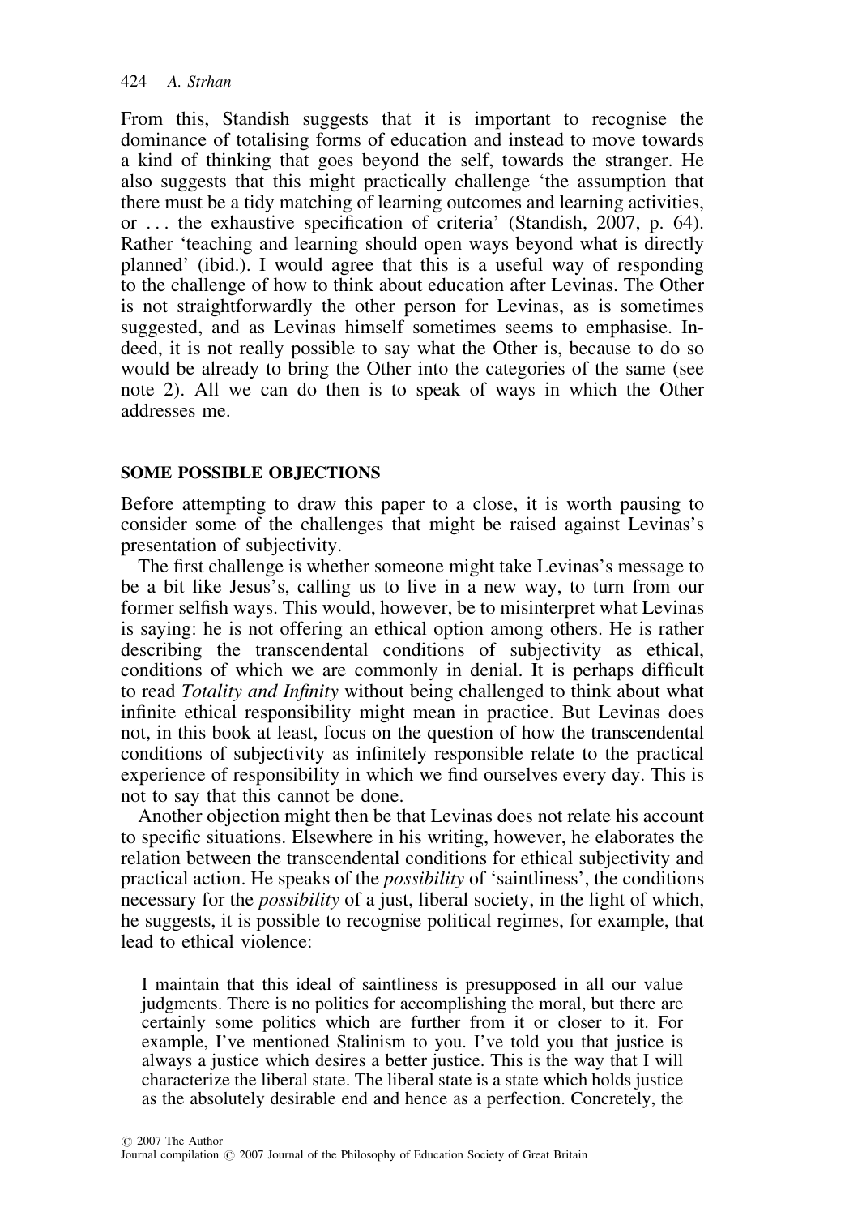From this, Standish suggests that it is important to recognise the dominance of totalising forms of education and instead to move towards a kind of thinking that goes beyond the self, towards the stranger. He also suggests that this might practically challenge 'the assumption that there must be a tidy matching of learning outcomes and learning activities, or . . . the exhaustive specification of criteria' (Standish, 2007, p. 64). Rather 'teaching and learning should open ways beyond what is directly planned' (ibid.). I would agree that this is a useful way of responding to the challenge of how to think about education after Levinas. The Other is not straightforwardly the other person for Levinas, as is sometimes suggested, and as Levinas himself sometimes seems to emphasise. Indeed, it is not really possible to say what the Other is, because to do so would be already to bring the Other into the categories of the same (see note 2). All we can do then is to speak of ways in which the Other addresses me.

## SOME POSSIBLE OBJECTIONS

Before attempting to draw this paper to a close, it is worth pausing to consider some of the challenges that might be raised against Levinas's presentation of subjectivity.

The first challenge is whether someone might take Levinas's message to be a bit like Jesus's, calling us to live in a new way, to turn from our former selfish ways. This would, however, be to misinterpret what Levinas is saying: he is not offering an ethical option among others. He is rather describing the transcendental conditions of subjectivity as ethical, conditions of which we are commonly in denial. It is perhaps difficult to read *Totality and Infinity* without being challenged to think about what infinite ethical responsibility might mean in practice. But Levinas does not, in this book at least, focus on the question of how the transcendental conditions of subjectivity as infinitely responsible relate to the practical experience of responsibility in which we find ourselves every day. This is not to say that this cannot be done.

Another objection might then be that Levinas does not relate his account to specific situations. Elsewhere in his writing, however, he elaborates the relation between the transcendental conditions for ethical subjectivity and practical action. He speaks of the *possibility* of 'saintliness', the conditions necessary for the *possibility* of a just, liberal society, in the light of which, he suggests, it is possible to recognise political regimes, for example, that lead to ethical violence:

> I maintain that this ideal of saintliness is presupposed in all our value judgments. There is no politics for accomplishing the moral, but there are certainly some politics which are further from it or closer to it. For example, I've mentioned Stalinism to you. I've told you that justice is always a justice which desires a better justice. This is the way that I will characterize the liberal state. The liberal state is a state which holds justice as the absolutely desirable end and hence as a perfection. Concretely, the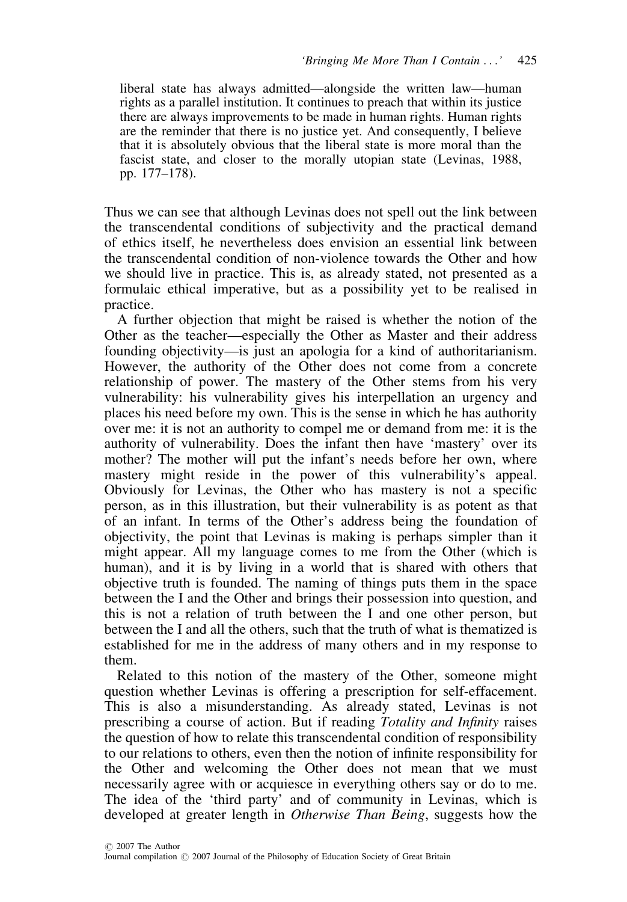> liberal state has always admitted—alongside the written law—human rights as a parallel institution. It continues to preach that within its justice there are always improvements to be made in human rights. Human rights are the reminder that there is no justice yet. And consequently, I believe that it is absolutely obvious that the liberal state is more moral than the fascist state, and closer to the morally utopian state (Levinas, 1988, pp. 177–178).

Thus we can see that although Levinas does not spell out the link between the transcendental conditions of subjectivity and the practical demand of ethics itself, he nevertheless does envision an essential link between the transcendental condition of non-violence towards the Other and how we should live in practice. This is, as already stated, not presented as a formulaic ethical imperative, but as a possibility yet to be realised in practice.

A further objection that might be raised is whether the notion of the Other as the teacher—especially the Other as Master and their address founding objectivity—is just an apologia for a kind of authoritarianism. However, the authority of the Other does not come from a concrete relationship of power. The mastery of the Other stems from his very vulnerability: his vulnerability gives his interpellation an urgency and places his need before my own. This is the sense in which he has authority over me: it is not an authority to compel me or demand from me: it is the authority of vulnerability. Does the infant then have 'mastery' over its mother? The mother will put the infant's needs before her own, where mastery might reside in the power of this vulnerability's appeal. Obviously for Levinas, the Other who has mastery is not a specific person, as in this illustration, but their vulnerability is as potent as that of an infant. In terms of the Other's address being the foundation of objectivity, the point that Levinas is making is perhaps simpler than it might appear. All my language comes to me from the Other (which is human), and it is by living in a world that is shared with others that objective truth is founded. The naming of things puts them in the space between the I and the Other and brings their possession into question, and this is not a relation of truth between the I and one other person, but between the I and all the others, such that the truth of what is thematized is established for me in the address of many others and in my response to them.

Related to this notion of the mastery of the Other, someone might question whether Levinas is offering a prescription for self-effacement. This is also a misunderstanding. As already stated, Levinas is not prescribing a course of action. But if reading *Totality and Infinity* raises the question of how to relate this transcendental condition of responsibility to our relations to others, even then the notion of infinite responsibility for the Other and welcoming the Other does not mean that we must necessarily agree with or acquiesce in everything others say or do to me. The idea of the 'third party' and of community in Levinas, which is developed at greater length in *Otherwise Than Being*, suggests how the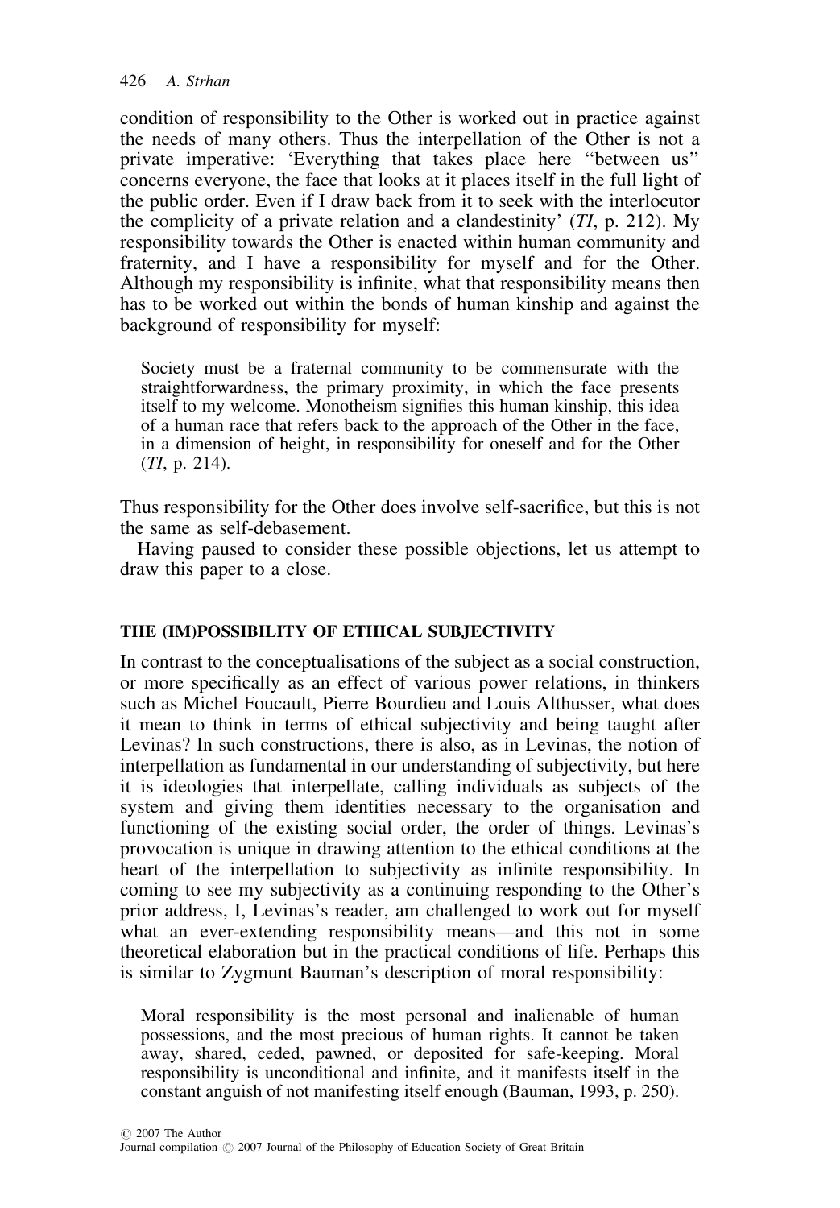condition of responsibility to the Other is worked out in practice against the needs of many others. Thus the interpellation of the Other is not a private imperative: 'Everything that takes place here "between us" concerns everyone, the face that looks at it places itself in the full light of the public order. Even if I draw back from it to seek with the interlocutor the complicity of a private relation and a clandestinity' (*TI*, p. 212). My responsibility towards the Other is enacted within human community and fraternity, and I have a responsibility for myself and for the Other. Although my responsibility is infinite, what that responsibility means then has to be worked out within the bonds of human kinship and against the background of responsibility for myself:

> Society must be a fraternal community to be commensurate with the straightforwardness, the primary proximity, in which the face presents itself to my welcome. Monotheism signifies this human kinship, this idea of a human race that refers back to the approach of the Other in the face, in a dimension of height, in responsibility for oneself and for the Other (*TI*, p. 214).

Thus responsibility for the Other does involve self-sacrifice, but this is not the same as self-debasement.

Having paused to consider these possible objections, let us attempt to draw this paper to a close.

## THE (IM)POSSIBILITY OF ETHICAL SUBJECTIVITY

In contrast to the conceptualisations of the subject as a social construction, or more specifically as an effect of various power relations, in thinkers such as Michel Foucault, Pierre Bourdieu and Louis Althusser, what does it mean to think in terms of ethical subjectivity and being taught after Levinas? In such constructions, there is also, as in Levinas, the notion of interpellation as fundamental in our understanding of subjectivity, but here it is ideologies that interpellate, calling individuals as subjects of the system and giving them identities necessary to the organisation and functioning of the existing social order, the order of things. Levinas's provocation is unique in drawing attention to the ethical conditions at the heart of the interpellation to subjectivity as infinite responsibility. In coming to see my subjectivity as a continuing responding to the Other's prior address, I, Levinas's reader, am challenged to work out for myself what an ever-extending responsibility means—and this not in some theoretical elaboration but in the practical conditions of life. Perhaps this is similar to Zygmunt Bauman's description of moral responsibility:

> Moral responsibility is the most personal and inalienable of human possessions, and the most precious of human rights. It cannot be taken away, shared, ceded, pawned, or deposited for safe-keeping. Moral responsibility is unconditional and infinite, and it manifests itself in the constant anguish of not manifesting itself enough (Bauman, 1993, p. 250).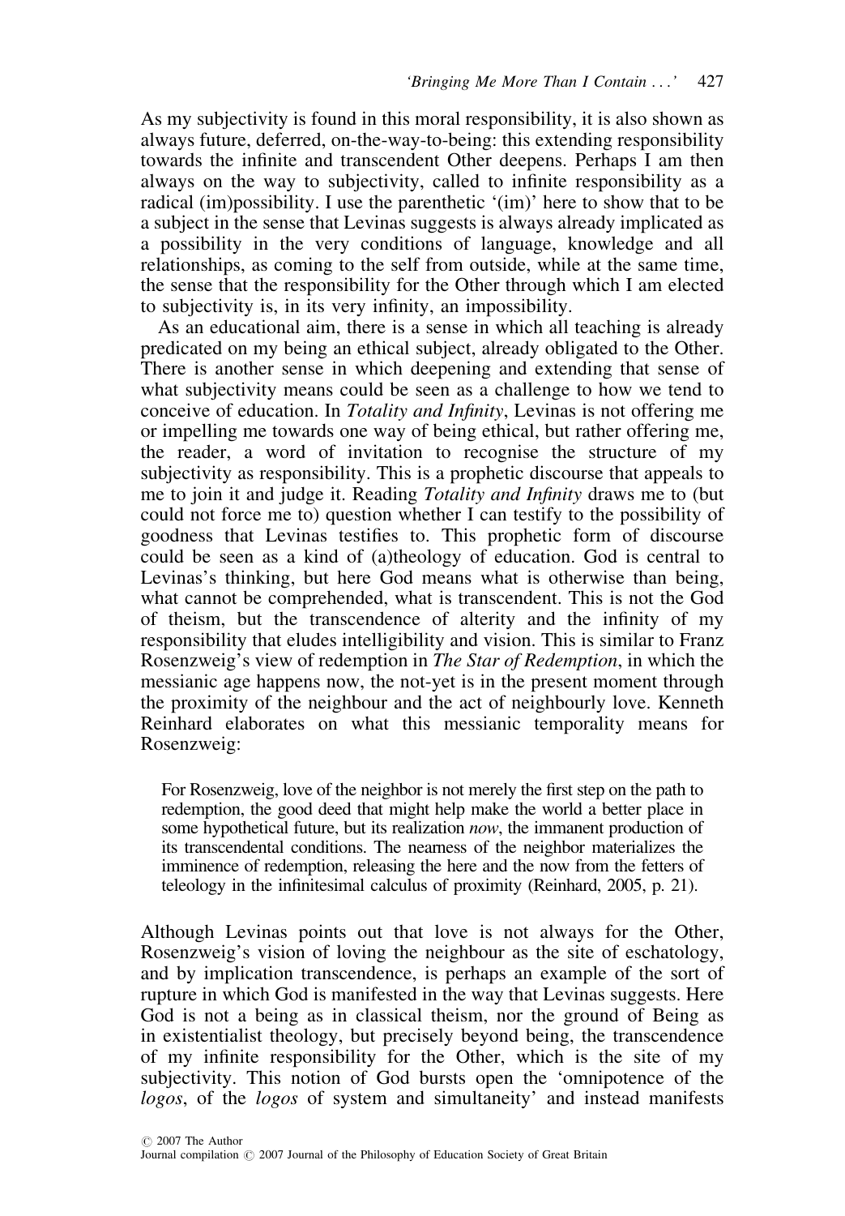As my subjectivity is found in this moral responsibility, it is also shown as always future, deferred, on-the-way-to-being: this extending responsibility towards the infinite and transcendent Other deepens. Perhaps I am then always on the way to subjectivity, called to infinite responsibility as a radical (im)possibility. I use the parenthetic '(im)' here to show that to be a subject in the sense that Levinas suggests is always already implicated as a possibility in the very conditions of language, knowledge and all relationships, as coming to the self from outside, while at the same time, the sense that the responsibility for the Other through which I am elected to subjectivity is, in its very infinity, an impossibility.

As an educational aim, there is a sense in which all teaching is already predicated on my being an ethical subject, already obligated to the Other. There is another sense in which deepening and extending that sense of what subjectivity means could be seen as a challenge to how we tend to conceive of education. In *Totality and Infinity*, Levinas is not offering me or impelling me towards one way of being ethical, but rather offering me, the reader, a word of invitation to recognise the structure of my subjectivity as responsibility. This is a prophetic discourse that appeals to me to join it and judge it. Reading *Totality and Infinity* draws me to (but could not force me to) question whether I can testify to the possibility of goodness that Levinas testifies to. This prophetic form of discourse could be seen as a kind of (a)theology of education. God is central to Levinas's thinking, but here God means what is otherwise than being, what cannot be comprehended, what is transcendent. This is not the God of theism, but the transcendence of alterity and the infinity of my responsibility that eludes intelligibility and vision. This is similar to Franz Rosenzweig's view of redemption in *The Star of Redemption*, in which the messianic age happens now, the not-yet is in the present moment through the proximity of the neighbour and the act of neighbourly love. Kenneth Reinhard elaborates on what this messianic temporality means for Rosenzweig:

> For Rosenzweig, love of the neighbor is not merely the first step on the path to redemption, the good deed that might help make the world a better place in some hypothetical future, but its realization *now*, the immanent production of its transcendental conditions. The nearness of the neighbor materializes the imminence of redemption, releasing the here and the now from the fetters of teleology in the infinitesimal calculus of proximity (Reinhard, 2005, p. 21).

Although Levinas points out that love is not always for the Other, Rosenzweig's vision of loving the neighbour as the site of eschatology, and by implication transcendence, is perhaps an example of the sort of rupture in which God is manifested in the way that Levinas suggests. Here God is not a being as in classical theism, nor the ground of Being as in existentialist theology, but precisely beyond being, the transcendence of my infinite responsibility for the Other, which is the site of my subjectivity. This notion of God bursts open the 'omnipotence of the *logos*, of the *logos* of system and simultaneity' and instead manifests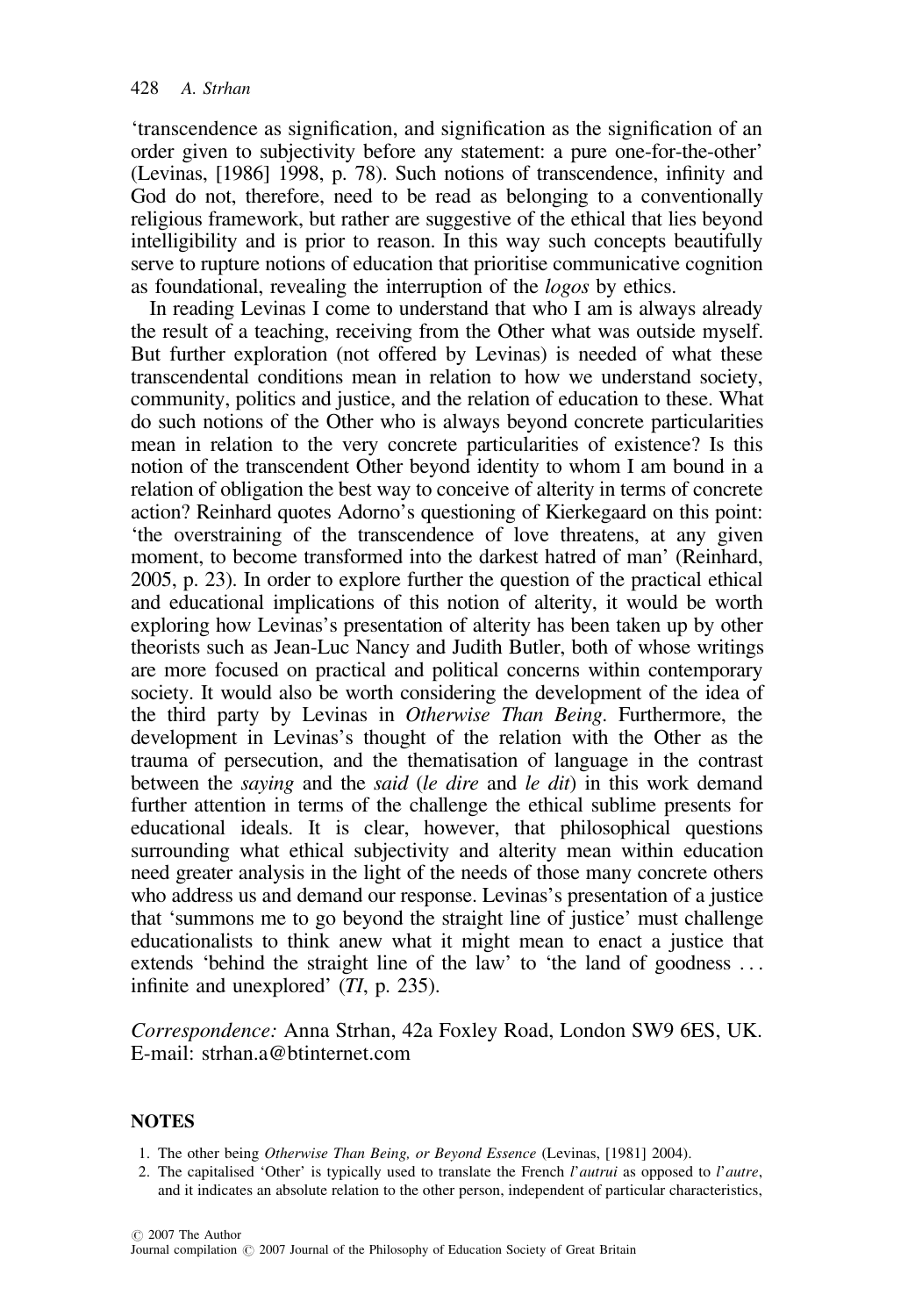'transcendence as signification, and signification as the signification of an order given to subjectivity before any statement: a pure one-for-the-other' (Levinas, [1986] 1998, p. 78). Such notions of transcendence, infinity and God do not, therefore, need to be read as belonging to a conventionally religious framework, but rather are suggestive of the ethical that lies beyond intelligibility and is prior to reason. In this way such concepts beautifully serve to rupture notions of education that prioritise communicative cognition as foundational, revealing the interruption of the *logos* by ethics.

In reading Levinas I come to understand that who I am is always already the result of a teaching, receiving from the Other what was outside myself. But further exploration (not offered by Levinas) is needed of what these transcendental conditions mean in relation to how we understand society, community, politics and justice, and the relation of education to these. What do such notions of the Other who is always beyond concrete particularities mean in relation to the very concrete particularities of existence? Is this notion of the transcendent Other beyond identity to whom I am bound in a relation of obligation the best way to conceive of alterity in terms of concrete action? Reinhard quotes Adorno's questioning of Kierkegaard on this point: 'the overstraining of the transcendence of love threatens, at any given moment, to become transformed into the darkest hatred of man' (Reinhard, 2005, p. 23). In order to explore further the question of the practical ethical and educational implications of this notion of alterity, it would be worth exploring how Levinas's presentation of alterity has been taken up by other theorists such as Jean-Luc Nancy and Judith Butler, both of whose writings are more focused on practical and political concerns within contemporary society. It would also be worth considering the development of the idea of the third party by Levinas in *Otherwise Than Being*. Furthermore, the development in Levinas's thought of the relation with the Other as the trauma of persecution, and the thematisation of language in the contrast between the *saying* and the *said* (*le dire* and *le dit*) in this work demand further attention in terms of the challenge the ethical sublime presents for educational ideals. It is clear, however, that philosophical questions surrounding what ethical subjectivity and alterity mean within education need greater analysis in the light of the needs of those many concrete others who address us and demand our response. Levinas's presentation of a justice that 'summons me to go beyond the straight line of justice' must challenge educationalists to think anew what it might mean to enact a justice that extends 'behind the straight line of the law' to 'the land of goodness . . . infinite and unexplored' (*TI*, p. 235).

*Correspondence:* Anna Strhan, 42a Foxley Road, London SW9 6ES, UK. E-mail: strhan.a@btinternet.com

## NOTES

1. The other being *Otherwise Than Being, or Beyond Essence* (Levinas, [1981] 2004).
2. The capitalised 'Other' is typically used to translate the French *l'autrui* as opposed to *l'autre*, and it indicates an absolute relation to the other person, independent of particular characteristics,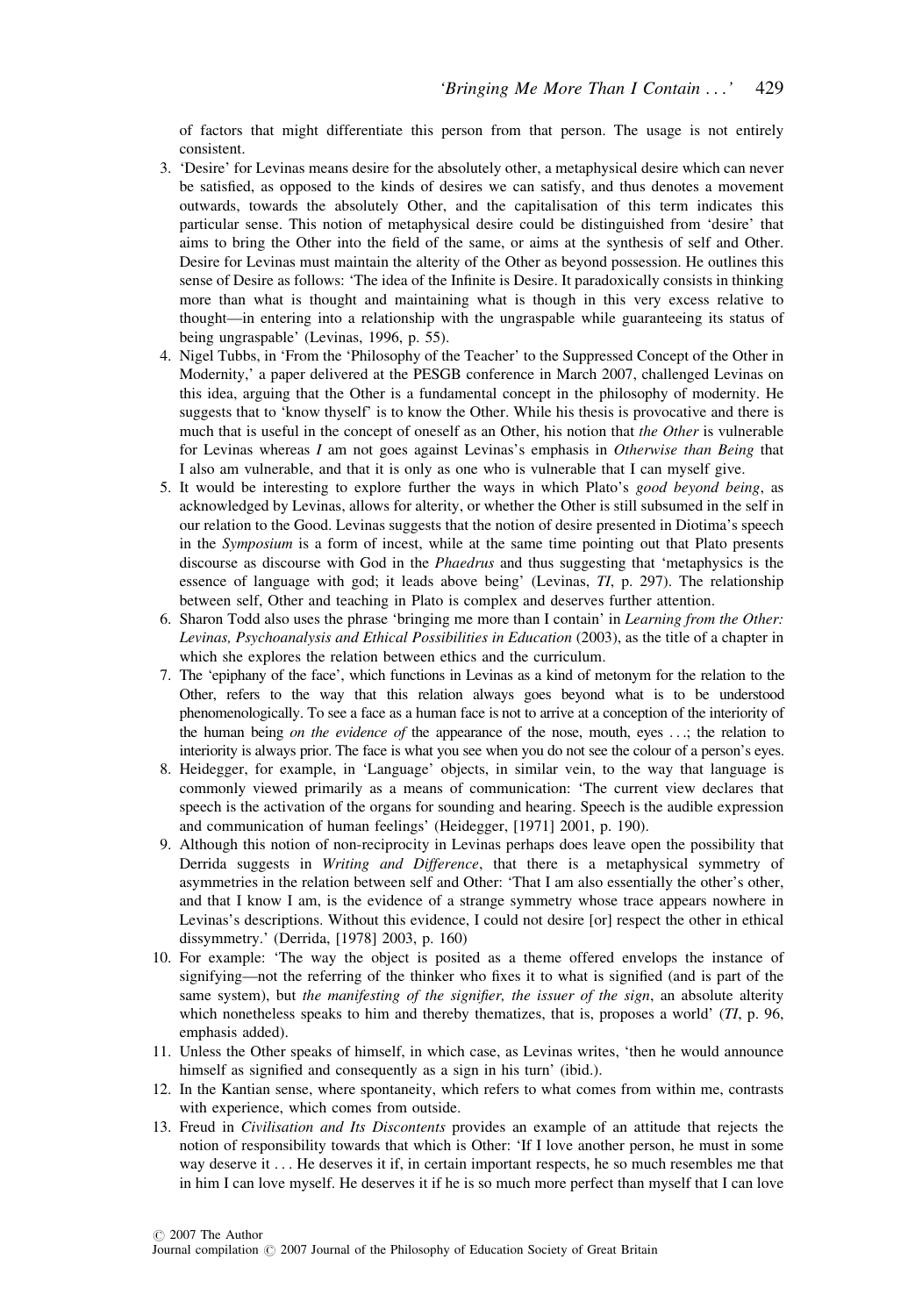of factors that might differentiate this person from that person. The usage is not entirely consistent.

3. 'Desire' for Levinas means desire for the absolutely other, a metaphysical desire which can never be satisfied, as opposed to the kinds of desires we can satisfy, and thus denotes a movement outwards, towards the absolutely Other, and the capitalisation of this term indicates this particular sense. This notion of metaphysical desire could be distinguished from 'desire' that aims to bring the Other into the field of the same, or aims at the synthesis of self and Other. Desire for Levinas must maintain the alterity of the Other as beyond possession. He outlines this sense of Desire as follows: 'The idea of the Infinite is Desire. It paradoxically consists in thinking more than what is thought and maintaining what is though in this very excess relative to thought—in entering into a relationship with the ungraspable while guaranteeing its status of being ungraspable' (Levinas, 1996, p. 55).
4. Nigel Tubbs, in 'From the 'Philosophy of the Teacher' to the Suppressed Concept of the Other in Modernity,' a paper delivered at the PESGB conference in March 2007, challenged Levinas on this idea, arguing that the Other is a fundamental concept in the philosophy of modernity. He suggests that to 'know thyself' is to know the Other. While his thesis is provocative and there is much that is useful in the concept of oneself as an Other, his notion that *the Other* is vulnerable for Levinas whereas *I* am not goes against Levinas's emphasis in *Otherwise than Being* that I also am vulnerable, and that it is only as one who is vulnerable that I can myself give.
5. It would be interesting to explore further the ways in which Plato's *good beyond being*, as acknowledged by Levinas, allows for alterity, or whether the Other is still subsumed in the self in our relation to the Good. Levinas suggests that the notion of desire presented in Diotima's speech in the *Symposium* is a form of incest, while at the same time pointing out that Plato presents discourse as discourse with God in the *Phaedrus* and thus suggesting that 'metaphysics is the essence of language with god; it leads above being' (Levinas, *TI*, p. 297). The relationship between self, Other and teaching in Plato is complex and deserves further attention.
6. Sharon Todd also uses the phrase 'bringing me more than I contain' in *Learning from the Other: Levinas, Psychoanalysis and Ethical Possibilities in Education* (2003), as the title of a chapter in which she explores the relation between ethics and the curriculum.
7. The 'epiphany of the face', which functions in Levinas as a kind of metonym for the relation to the Other, refers to the way that this relation always goes beyond what is to be understood phenomenologically. To see a face as a human face is not to arrive at a conception of the interiority of the human being *on the evidence of* the appearance of the nose, mouth, eyes ...; the relation to interiority is always prior. The face is what you see when you do not see the colour of a person's eyes.
8. Heidegger, for example, in 'Language' objects, in similar vein, to the way that language is commonly viewed primarily as a means of communication: 'The current view declares that speech is the activation of the organs for sounding and hearing. Speech is the audible expression and communication of human feelings' (Heidegger, [1971] 2001, p. 190).
9. Although this notion of non-reciprocity in Levinas perhaps does leave open the possibility that Derrida suggests in *Writing and Difference*, that there is a metaphysical symmetry of asymmetries in the relation between self and Other: 'That I am also essentially the other's other, and that I know I am, is the evidence of a strange symmetry whose trace appears nowhere in Levinas's descriptions. Without this evidence, I could not desire [or] respect the other in ethical dissymmetry.' (Derrida, [1978] 2003, p. 160)
10. For example: 'The way the object is posited as a theme offered envelops the instance of signifying—not the referring of the thinker who fixes it to what is signified (and is part of the same system), but *the manifesting of the signifier, the issuer of the sign*, an absolute alterity which nonetheless speaks to him and thereby thematizes, that is, proposes a world' (*TI*, p. 96, emphasis added).
11. Unless the Other speaks of himself, in which case, as Levinas writes, 'then he would announce himself as signified and consequently as a sign in his turn' (ibid.).
12. In the Kantian sense, where spontaneity, which refers to what comes from within me, contrasts with experience, which comes from outside.
13. Freud in *Civilisation and Its Discontents* provides an example of an attitude that rejects the notion of responsibility towards that which is Other: 'If I love another person, he must in some way deserve it ... He deserves it if, in certain important respects, he so much resembles me that in him I can love myself. He deserves it if he is so much more perfect than myself that I can love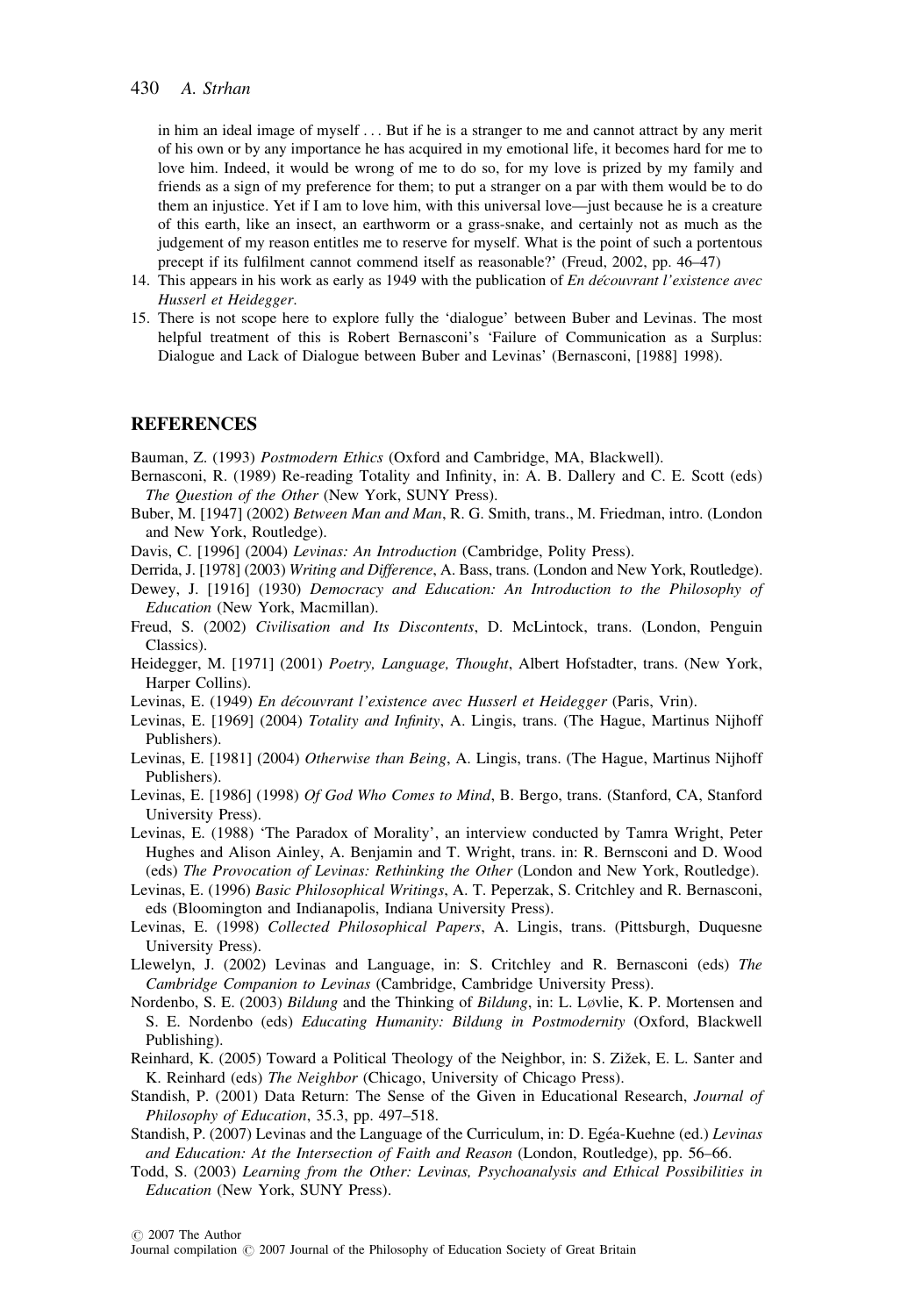in him an ideal image of myself . . . But if he is a stranger to me and cannot attract by any merit of his own or by any importance he has acquired in my emotional life, it becomes hard for me to love him. Indeed, it would be wrong of me to do so, for my love is prized by my family and friends as a sign of my preference for them; to put a stranger on a par with them would be to do them an injustice. Yet if I am to love him, with this universal love—just because he is a creature of this earth, like an insect, an earthworm or a grass-snake, and certainly not as much as the judgement of my reason entitles me to reserve for myself. What is the point of such a portentous precept if its fulfilment cannot commend itself as reasonable?' (Freud, 2002, pp. 46–47)

14. This appears in his work as early as 1949 with the publication of *En découvrant l'existence avec Husserl et Heidegger*.
15. There is not scope here to explore fully the 'dialogue' between Buber and Levinas. The most helpful treatment of this is Robert Bernasconi's 'Failure of Communication as a Surplus: Dialogue and Lack of Dialogue between Buber and Levinas' (Bernasconi, [1988] 1998).

## REFERENCES

Bauman, Z. (1993) *Postmodern Ethics* (Oxford and Cambridge, MA, Blackwell).

Bernasconi, R. (1989) Re-reading Totality and Infinity, in: A. B. Dallery and C. E. Scott (eds) *The Question of the Other* (New York, SUNY Press).

Buber, M. [1947] (2002) *Between Man and Man*, R. G. Smith, trans., M. Friedman, intro. (London and New York, Routledge).

Davis, C. [1996] (2004) *Levinas: An Introduction* (Cambridge, Polity Press).

Derrida, J. [1978] (2003) *Writing and Difference*, A. Bass, trans. (London and New York, Routledge).

Dewey, J. [1916] (1930) *Democracy and Education: An Introduction to the Philosophy of Education* (New York, Macmillan).

Freud, S. (2002) *Civilisation and Its Discontents*, D. McLintock, trans. (London, Penguin Classics).

Heidegger, M. [1971] (2001) *Poetry, Language, Thought*, Albert Hofstadter, trans. (New York, Harper Collins).

Levinas, E. (1949) *En découvrant l'existence avec Husserl et Heidegger* (Paris, Vrin).

Levinas, E. [1969] (2004) *Totality and Infinity*, A. Lingis, trans. (The Hague, Martinus Nijhoff Publishers).

Levinas, E. [1981] (2004) *Otherwise than Being*, A. Lingis, trans. (The Hague, Martinus Nijhoff Publishers).

Levinas, E. [1986] (1998) *Of God Who Comes to Mind*, B. Bergo, trans. (Stanford, CA, Stanford University Press).

Levinas, E. (1988) 'The Paradox of Morality', an interview conducted by Tamra Wright, Peter Hughes and Alison Ainley, A. Benjamin and T. Wright, trans. in: R. Bernsconi and D. Wood (eds) *The Provocation of Levinas: Rethinking the Other* (London and New York, Routledge).

Levinas, E. (1996) *Basic Philosophical Writings*, A. T. Peperzak, S. Critchley and R. Bernasconi, eds (Bloomington and Indianapolis, Indiana University Press).

Levinas, E. (1998) *Collected Philosophical Papers*, A. Lingis, trans. (Pittsburgh, Duquesne University Press).

Llewelyn, J. (2002) Levinas and Language, in: S. Critchley and R. Bernasconi (eds) *The Cambridge Companion to Levinas* (Cambridge, Cambridge University Press).

Nordenbo, S. E. (2003) *Bildung* and the Thinking of *Bildung*, in: L. Løvlie, K. P. Mortensen and S. E. Nordenbo (eds) *Educating Humanity: Bildung in Postmodernity* (Oxford, Blackwell Publishing).

Reinhard, K. (2005) Toward a Political Theology of the Neighbor, in: S. Žižek, E. L. Santer and K. Reinhard (eds) *The Neighbor* (Chicago, University of Chicago Press).

Standish, P. (2001) Data Return: The Sense of the Given in Educational Research, *Journal of Philosophy of Education*, 35.3, pp. 497–518.

Standish, P. (2007) Levinas and the Language of the Curriculum, in: D. Egéa-Kuehne (ed.) *Levinas and Education: At the Intersection of Faith and Reason* (London, Routledge), pp. 56–66.

Todd, S. (2003) *Learning from the Other: Levinas, Psychoanalysis and Ethical Possibilities in Education* (New York, SUNY Press).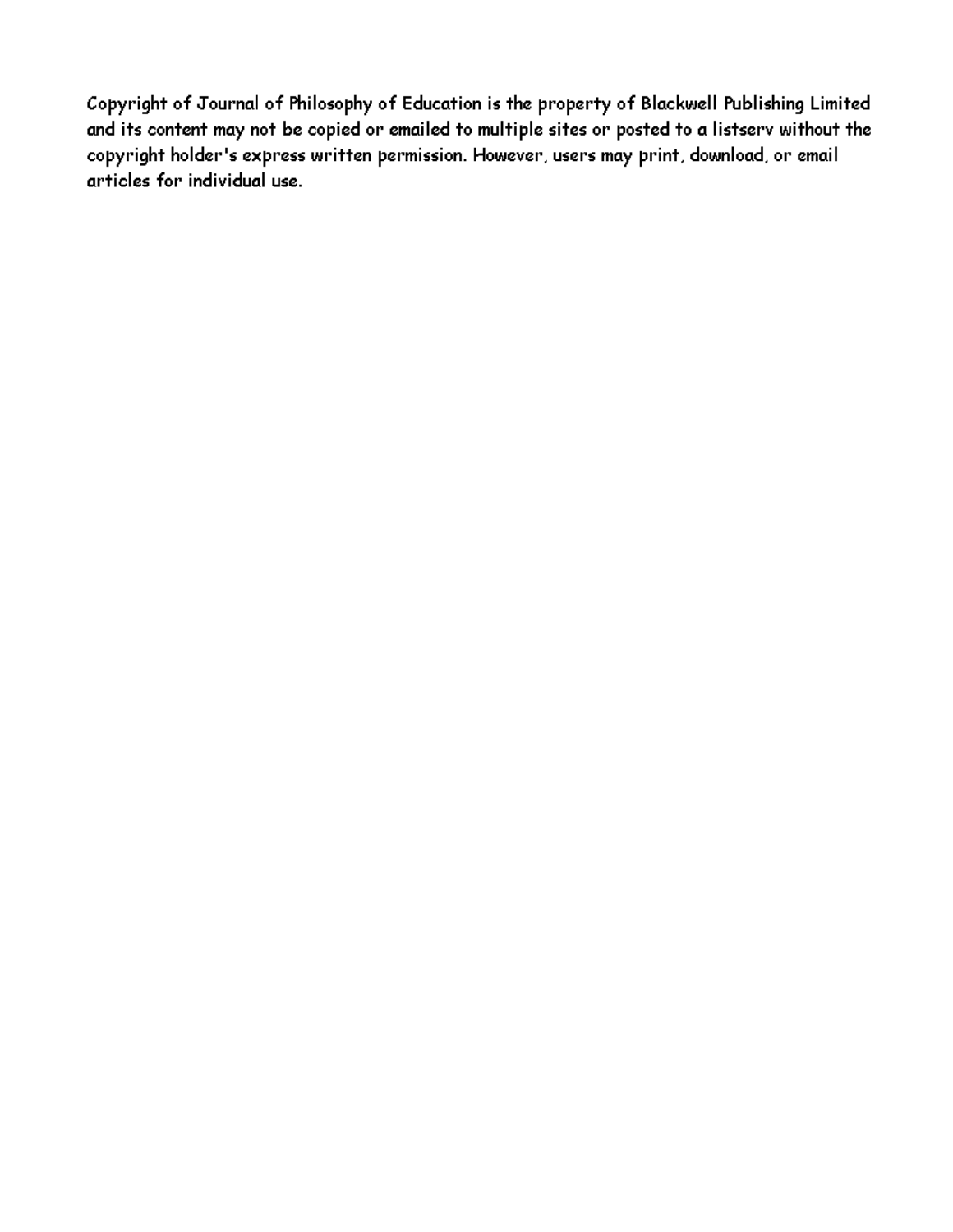Copyright of Journal of Philosophy of Education is the property of Blackwell Publishing Limited and its content may not be copied or emailed to multiple sites or posted to a listserv without the copyright holder's express written permission. However, users may print, download, or email articles for individual use.